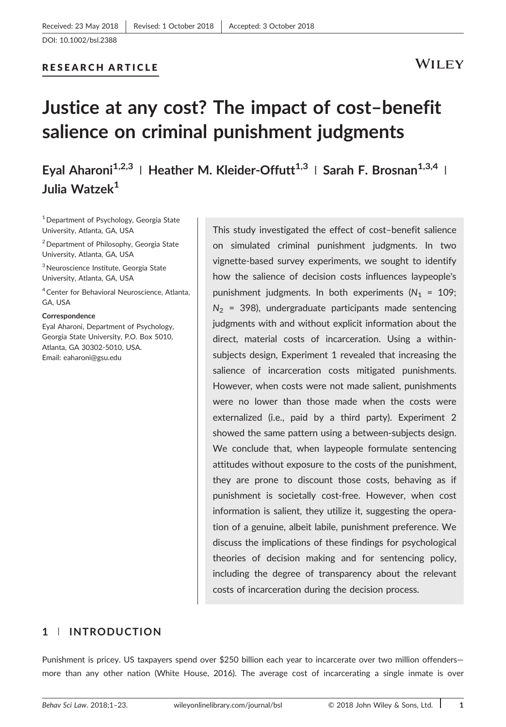Received: 23 May 2018 | Revised: 1 October 2018 | Accepted: 3 October 2018

DOI: 10.1002/bsl.2388

RESEARCH ARTICLE

# Justice at any cost? The impact of cost–benefit salience on criminal punishment judgments

**Eyal Aharoni**[1,2,3] | **Heather M. Kleider-Offutt**[1,3] | **Sarah F. Brosnan**[1,3,4] | **Julia Watzek**[1]

[1] Department of Psychology, Georgia State University, Atlanta, GA, USA

[2] Department of Philosophy, Georgia State University, Atlanta, GA, USA

[3] Neuroscience Institute, Georgia State University, Atlanta, GA, USA

[4] Center for Behavioral Neuroscience, Atlanta, GA, USA

**Correspondence**

Eyal Aharoni, Department of Psychology, Georgia State University, P.O. Box 5010, Atlanta, GA 30302-5010, USA.
Email: eaharoni@gsu.edu

This study investigated the effect of cost–benefit salience on simulated criminal punishment judgments. In two vignette-based survey experiments, we sought to identify how the salience of decision costs influences laypeople's punishment judgments. In both experiments ($N_1$ = 109; $N_2$ = 398), undergraduate participants made sentencing judgments with and without explicit information about the direct, material costs of incarceration. Using a within-subjects design, Experiment 1 revealed that increasing the salience of incarceration costs mitigated punishments. However, when costs were not made salient, punishments were no lower than those made when the costs were externalized (i.e., paid by a third party). Experiment 2 showed the same pattern using a between-subjects design. We conclude that, when laypeople formulate sentencing attitudes without exposure to the costs of the punishment, they are prone to discount those costs, behaving as if punishment is societally cost-free. However, when cost information is salient, they utilize it, suggesting the operation of a genuine, albeit labile, punishment preference. We discuss the implications of these findings for psychological theories of decision making and for sentencing policy, including the degree of transparency about the relevant costs of incarceration during the decision process.

## 1 | INTRODUCTION

Punishment is pricey. US taxpayers spend over $250 billion each year to incarcerate over two million offenders—more than any other nation (White House, 2016). The average cost of incarcerating a single inmate is over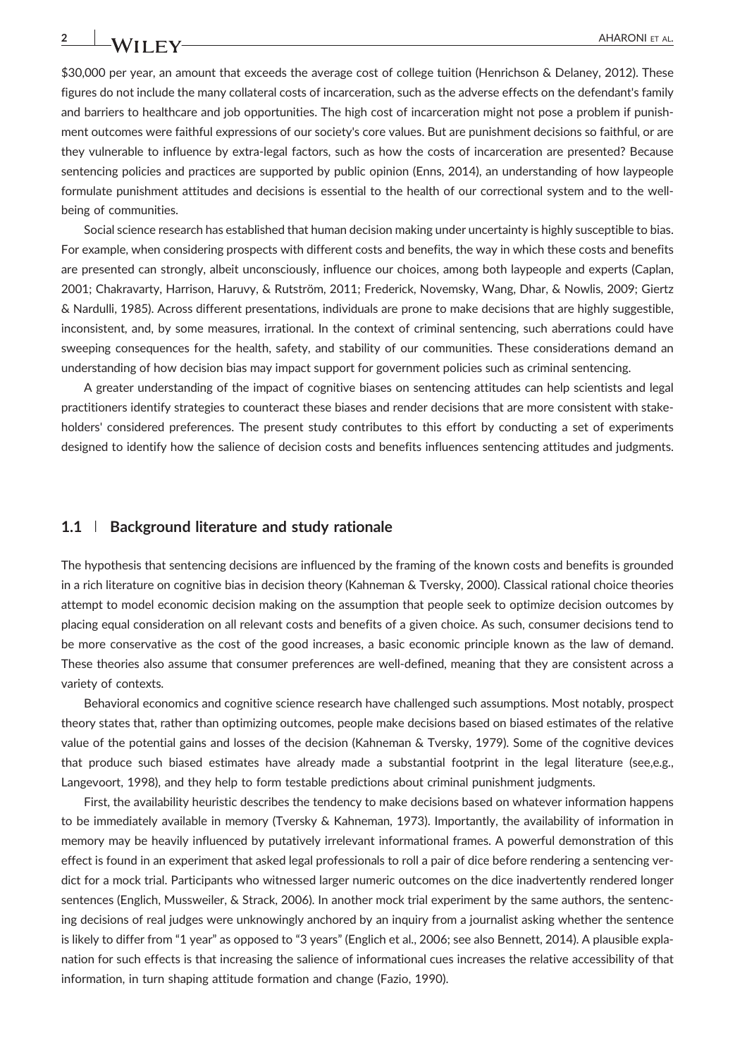$30,000 per year, an amount that exceeds the average cost of college tuition (Henrichson & Delaney, 2012). These figures do not include the many collateral costs of incarceration, such as the adverse effects on the defendant's family and barriers to healthcare and job opportunities. The high cost of incarceration might not pose a problem if punishment outcomes were faithful expressions of our society's core values. But are punishment decisions so faithful, or are they vulnerable to influence by extra-legal factors, such as how the costs of incarceration are presented? Because sentencing policies and practices are supported by public opinion (Enns, 2014), an understanding of how laypeople formulate punishment attitudes and decisions is essential to the health of our correctional system and to the well-being of communities.

Social science research has established that human decision making under uncertainty is highly susceptible to bias. For example, when considering prospects with different costs and benefits, the way in which these costs and benefits are presented can strongly, albeit unconsciously, influence our choices, among both laypeople and experts (Caplan, 2001; Chakravarty, Harrison, Haruvy, & Rutström, 2011; Frederick, Novemsky, Wang, Dhar, & Nowlis, 2009; Giertz & Nardulli, 1985). Across different presentations, individuals are prone to make decisions that are highly suggestible, inconsistent, and, by some measures, irrational. In the context of criminal sentencing, such aberrations could have sweeping consequences for the health, safety, and stability of our communities. These considerations demand an understanding of how decision bias may impact support for government policies such as criminal sentencing.

A greater understanding of the impact of cognitive biases on sentencing attitudes can help scientists and legal practitioners identify strategies to counteract these biases and render decisions that are more consistent with stakeholders' considered preferences. The present study contributes to this effort by conducting a set of experiments designed to identify how the salience of decision costs and benefits influences sentencing attitudes and judgments.

### 1.1 | Background literature and study rationale

The hypothesis that sentencing decisions are influenced by the framing of the known costs and benefits is grounded in a rich literature on cognitive bias in decision theory (Kahneman & Tversky, 2000). Classical rational choice theories attempt to model economic decision making on the assumption that people seek to optimize decision outcomes by placing equal consideration on all relevant costs and benefits of a given choice. As such, consumer decisions tend to be more conservative as the cost of the good increases, a basic economic principle known as the law of demand. These theories also assume that consumer preferences are well-defined, meaning that they are consistent across a variety of contexts.

Behavioral economics and cognitive science research have challenged such assumptions. Most notably, prospect theory states that, rather than optimizing outcomes, people make decisions based on biased estimates of the relative value of the potential gains and losses of the decision (Kahneman & Tversky, 1979). Some of the cognitive devices that produce such biased estimates have already made a substantial footprint in the legal literature (see,e.g., Langevoort, 1998), and they help to form testable predictions about criminal punishment judgments.

First, the availability heuristic describes the tendency to make decisions based on whatever information happens to be immediately available in memory (Tversky & Kahneman, 1973). Importantly, the availability of information in memory may be heavily influenced by putatively irrelevant informational frames. A powerful demonstration of this effect is found in an experiment that asked legal professionals to roll a pair of dice before rendering a sentencing verdict for a mock trial. Participants who witnessed larger numeric outcomes on the dice inadvertently rendered longer sentences (Englich, Mussweiler, & Strack, 2006). In another mock trial experiment by the same authors, the sentencing decisions of real judges were unknowingly anchored by an inquiry from a journalist asking whether the sentence is likely to differ from "1 year" as opposed to "3 years" (Englich et al., 2006; see also Bennett, 2014). A plausible explanation for such effects is that increasing the salience of informational cues increases the relative accessibility of that information, in turn shaping attitude formation and change (Fazio, 1990).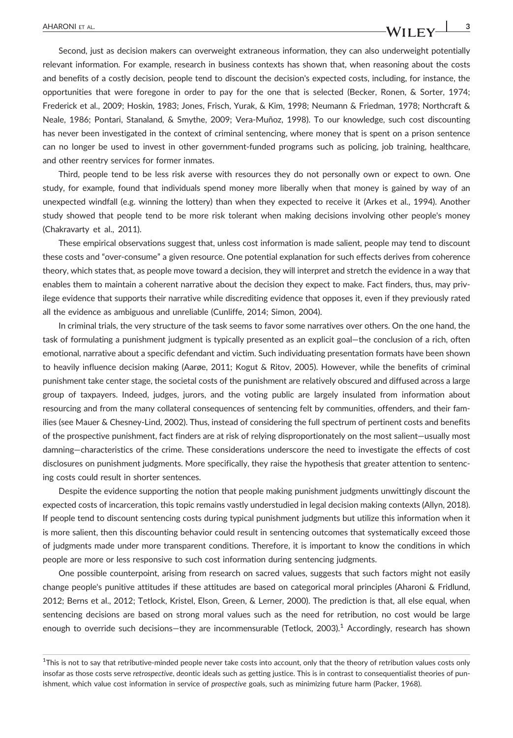Second, just as decision makers can overweight extraneous information, they can also underweight potentially relevant information. For example, research in business contexts has shown that, when reasoning about the costs and benefits of a costly decision, people tend to discount the decision's expected costs, including, for instance, the opportunities that were foregone in order to pay for the one that is selected (Becker, Ronen, & Sorter, 1974; Frederick et al., 2009; Hoskin, 1983; Jones, Frisch, Yurak, & Kim, 1998; Neumann & Friedman, 1978; Northcraft & Neale, 1986; Pontari, Stanaland, & Smythe, 2009; Vera-Muñoz, 1998). To our knowledge, such cost discounting has never been investigated in the context of criminal sentencing, where money that is spent on a prison sentence can no longer be used to invest in other government-funded programs such as policing, job training, healthcare, and other reentry services for former inmates.

Third, people tend to be less risk averse with resources they do not personally own or expect to own. One study, for example, found that individuals spend money more liberally when that money is gained by way of an unexpected windfall (e.g. winning the lottery) than when they expected to receive it (Arkes et al., 1994). Another study showed that people tend to be more risk tolerant when making decisions involving other people's money (Chakravarty et al., 2011).

These empirical observations suggest that, unless cost information is made salient, people may tend to discount these costs and "over-consume" a given resource. One potential explanation for such effects derives from coherence theory, which states that, as people move toward a decision, they will interpret and stretch the evidence in a way that enables them to maintain a coherent narrative about the decision they expect to make. Fact finders, thus, may privilege evidence that supports their narrative while discrediting evidence that opposes it, even if they previously rated all the evidence as ambiguous and unreliable (Cunliffe, 2014; Simon, 2004).

In criminal trials, the very structure of the task seems to favor some narratives over others. On the one hand, the task of formulating a punishment judgment is typically presented as an explicit goal—the conclusion of a rich, often emotional, narrative about a specific defendant and victim. Such individuating presentation formats have been shown to heavily influence decision making (Aarøe, 2011; Kogut & Ritov, 2005). However, while the benefits of criminal punishment take center stage, the societal costs of the punishment are relatively obscured and diffused across a large group of taxpayers. Indeed, judges, jurors, and the voting public are largely insulated from information about resourcing and from the many collateral consequences of sentencing felt by communities, offenders, and their families (see Mauer & Chesney-Lind, 2002). Thus, instead of considering the full spectrum of pertinent costs and benefits of the prospective punishment, fact finders are at risk of relying disproportionately on the most salient—usually most damning—characteristics of the crime. These considerations underscore the need to investigate the effects of cost disclosures on punishment judgments. More specifically, they raise the hypothesis that greater attention to sentencing costs could result in shorter sentences.

Despite the evidence supporting the notion that people making punishment judgments unwittingly discount the expected costs of incarceration, this topic remains vastly understudied in legal decision making contexts (Allyn, 2018). If people tend to discount sentencing costs during typical punishment judgments but utilize this information when it is more salient, then this discounting behavior could result in sentencing outcomes that systematically exceed those of judgments made under more transparent conditions. Therefore, it is important to know the conditions in which people are more or less responsive to such cost information during sentencing judgments.

One possible counterpoint, arising from research on sacred values, suggests that such factors might not easily change people's punitive attitudes if these attitudes are based on categorical moral principles (Aharoni & Fridlund, 2012; Berns et al., 2012; Tetlock, Kristel, Elson, Green, & Lerner, 2000). The prediction is that, all else equal, when sentencing decisions are based on strong moral values such as the need for retribution, no cost would be large enough to override such decisions—they are incommensurable (Tetlock, 2003).[1] Accordingly, research has shown

[1]This is not to say that retributive-minded people never take costs into account, only that the theory of retribution values costs only insofar as those costs serve *retrospective*, deontic ideals such as getting justice. This is in contrast to consequentialist theories of punishment, which value cost information in service of *prospective* goals, such as minimizing future harm (Packer, 1968).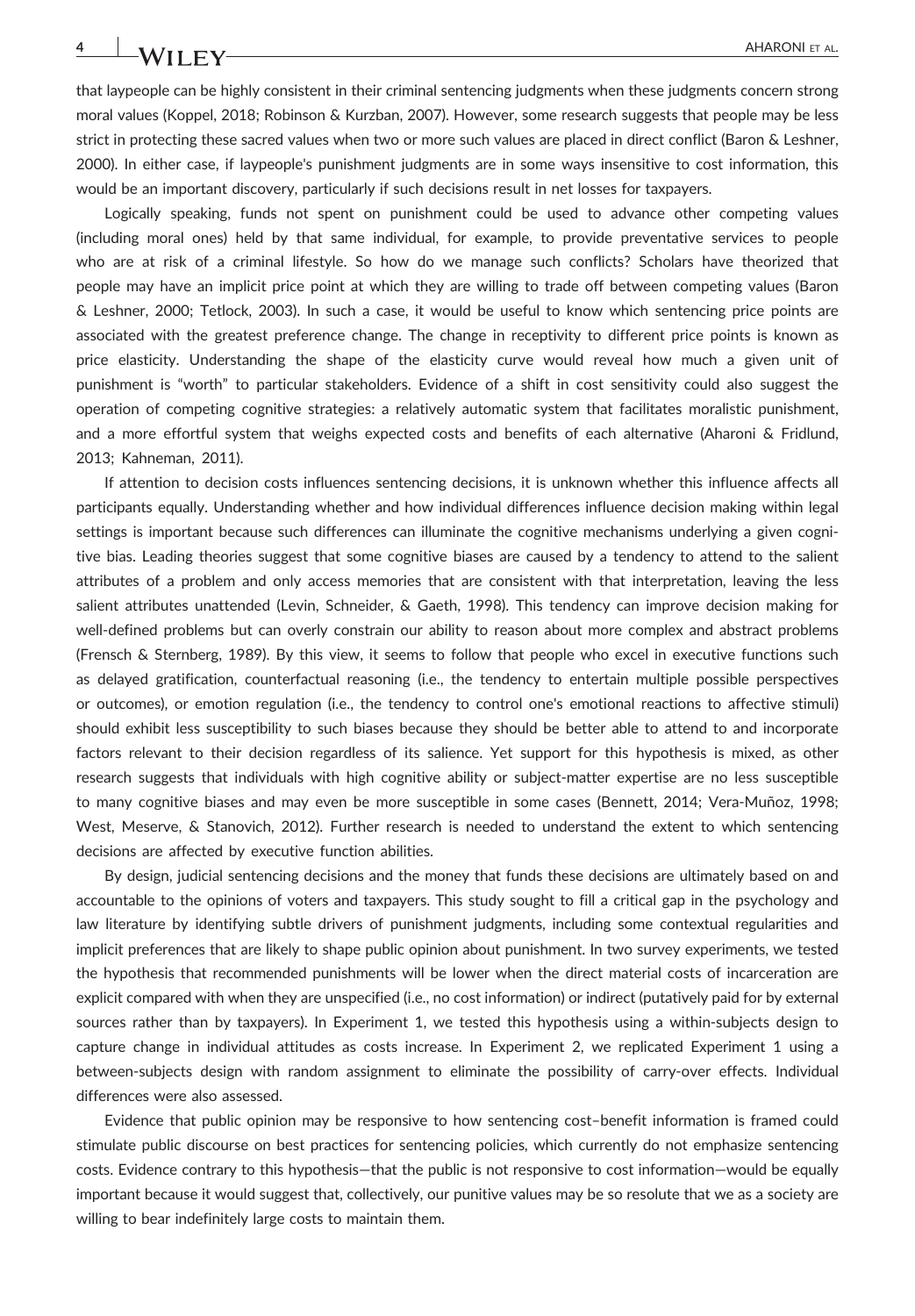that laypeople can be highly consistent in their criminal sentencing judgments when these judgments concern strong moral values (Koppel, 2018; Robinson & Kurzban, 2007). However, some research suggests that people may be less strict in protecting these sacred values when two or more such values are placed in direct conflict (Baron & Leshner, 2000). In either case, if laypeople's punishment judgments are in some ways insensitive to cost information, this would be an important discovery, particularly if such decisions result in net losses for taxpayers.

Logically speaking, funds not spent on punishment could be used to advance other competing values (including moral ones) held by that same individual, for example, to provide preventative services to people who are at risk of a criminal lifestyle. So how do we manage such conflicts? Scholars have theorized that people may have an implicit price point at which they are willing to trade off between competing values (Baron & Leshner, 2000; Tetlock, 2003). In such a case, it would be useful to know which sentencing price points are associated with the greatest preference change. The change in receptivity to different price points is known as price elasticity. Understanding the shape of the elasticity curve would reveal how much a given unit of punishment is "worth" to particular stakeholders. Evidence of a shift in cost sensitivity could also suggest the operation of competing cognitive strategies: a relatively automatic system that facilitates moralistic punishment, and a more effortful system that weighs expected costs and benefits of each alternative (Aharoni & Fridlund, 2013; Kahneman, 2011).

If attention to decision costs influences sentencing decisions, it is unknown whether this influence affects all participants equally. Understanding whether and how individual differences influence decision making within legal settings is important because such differences can illuminate the cognitive mechanisms underlying a given cognitive bias. Leading theories suggest that some cognitive biases are caused by a tendency to attend to the salient attributes of a problem and only access memories that are consistent with that interpretation, leaving the less salient attributes unattended (Levin, Schneider, & Gaeth, 1998). This tendency can improve decision making for well-defined problems but can overly constrain our ability to reason about more complex and abstract problems (Frensch & Sternberg, 1989). By this view, it seems to follow that people who excel in executive functions such as delayed gratification, counterfactual reasoning (i.e., the tendency to entertain multiple possible perspectives or outcomes), or emotion regulation (i.e., the tendency to control one's emotional reactions to affective stimuli) should exhibit less susceptibility to such biases because they should be better able to attend to and incorporate factors relevant to their decision regardless of its salience. Yet support for this hypothesis is mixed, as other research suggests that individuals with high cognitive ability or subject-matter expertise are no less susceptible to many cognitive biases and may even be more susceptible in some cases (Bennett, 2014; Vera-Muñoz, 1998; West, Meserve, & Stanovich, 2012). Further research is needed to understand the extent to which sentencing decisions are affected by executive function abilities.

By design, judicial sentencing decisions and the money that funds these decisions are ultimately based on and accountable to the opinions of voters and taxpayers. This study sought to fill a critical gap in the psychology and law literature by identifying subtle drivers of punishment judgments, including some contextual regularities and implicit preferences that are likely to shape public opinion about punishment. In two survey experiments, we tested the hypothesis that recommended punishments will be lower when the direct material costs of incarceration are explicit compared with when they are unspecified (i.e., no cost information) or indirect (putatively paid for by external sources rather than by taxpayers). In Experiment 1, we tested this hypothesis using a within-subjects design to capture change in individual attitudes as costs increase. In Experiment 2, we replicated Experiment 1 using a between-subjects design with random assignment to eliminate the possibility of carry-over effects. Individual differences were also assessed.

Evidence that public opinion may be responsive to how sentencing cost–benefit information is framed could stimulate public discourse on best practices for sentencing policies, which currently do not emphasize sentencing costs. Evidence contrary to this hypothesis—that the public is not responsive to cost information—would be equally important because it would suggest that, collectively, our punitive values may be so resolute that we as a society are willing to bear indefinitely large costs to maintain them.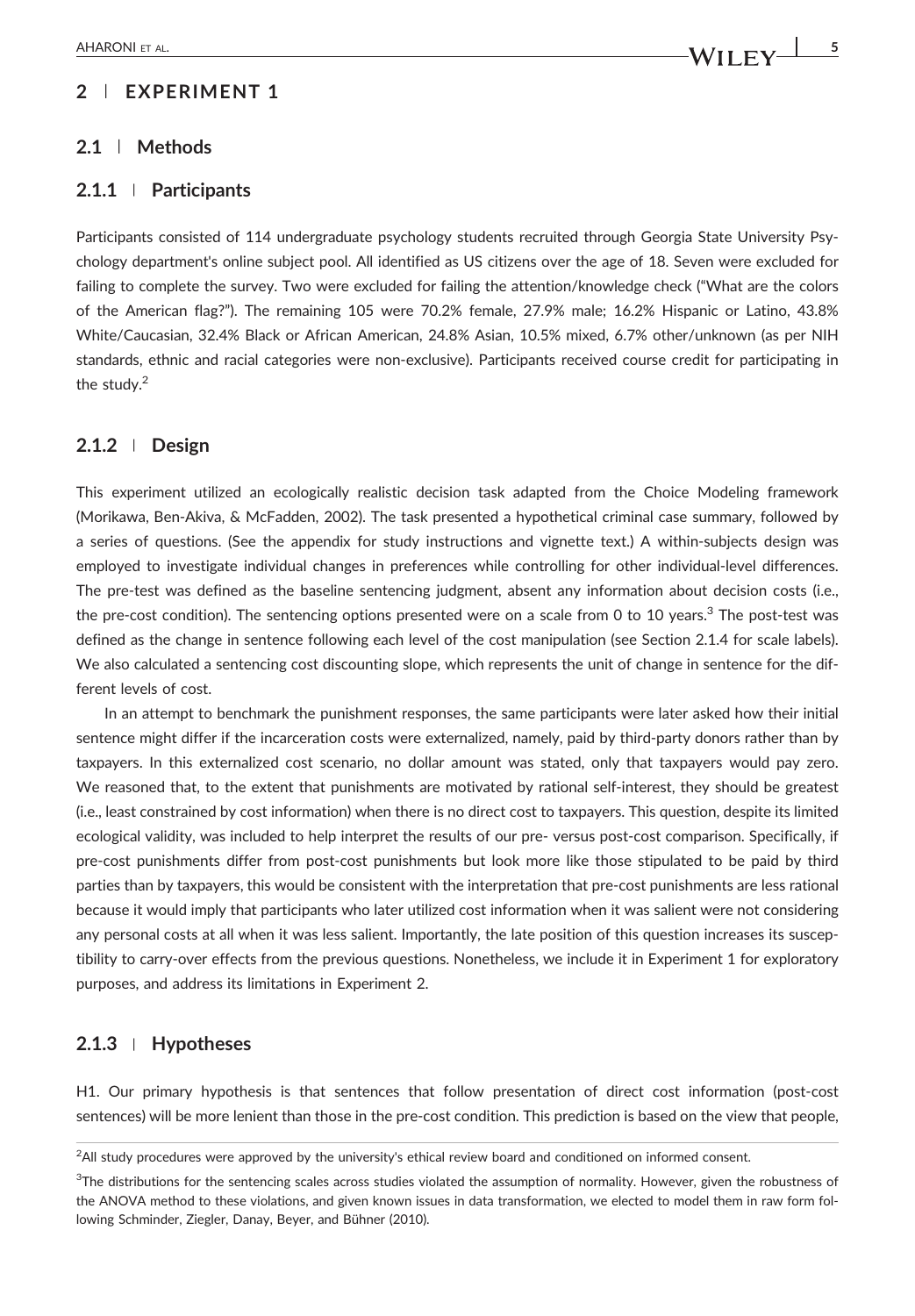## 2 | EXPERIMENT 1

### 2.1 | Methods

#### 2.1.1 | Participants

Participants consisted of 114 undergraduate psychology students recruited through Georgia State University Psychology department's online subject pool. All identified as US citizens over the age of 18. Seven were excluded for failing to complete the survey. Two were excluded for failing the attention/knowledge check ("What are the colors of the American flag?"). The remaining 105 were 70.2% female, 27.9% male; 16.2% Hispanic or Latino, 43.8% White/Caucasian, 32.4% Black or African American, 24.8% Asian, 10.5% mixed, 6.7% other/unknown (as per NIH standards, ethnic and racial categories were non-exclusive). Participants received course credit for participating in the study.[2]

#### 2.1.2 | Design

This experiment utilized an ecologically realistic decision task adapted from the Choice Modeling framework (Morikawa, Ben-Akiva, & McFadden, 2002). The task presented a hypothetical criminal case summary, followed by a series of questions. (See the appendix for study instructions and vignette text.) A within-subjects design was employed to investigate individual changes in preferences while controlling for other individual-level differences. The pre-test was defined as the baseline sentencing judgment, absent any information about decision costs (i.e., the pre-cost condition). The sentencing options presented were on a scale from 0 to 10 years.[3] The post-test was defined as the change in sentence following each level of the cost manipulation (see Section 2.1.4 for scale labels). We also calculated a sentencing cost discounting slope, which represents the unit of change in sentence for the different levels of cost.

In an attempt to benchmark the punishment responses, the same participants were later asked how their initial sentence might differ if the incarceration costs were externalized, namely, paid by third-party donors rather than by taxpayers. In this externalized cost scenario, no dollar amount was stated, only that taxpayers would pay zero. We reasoned that, to the extent that punishments are motivated by rational self-interest, they should be greatest (i.e., least constrained by cost information) when there is no direct cost to taxpayers. This question, despite its limited ecological validity, was included to help interpret the results of our pre- versus post-cost comparison. Specifically, if pre-cost punishments differ from post-cost punishments but look more like those stipulated to be paid by third parties than by taxpayers, this would be consistent with the interpretation that pre-cost punishments are less rational because it would imply that participants who later utilized cost information when it was salient were not considering any personal costs at all when it was less salient. Importantly, the late position of this question increases its susceptibility to carry-over effects from the previous questions. Nonetheless, we include it in Experiment 1 for exploratory purposes, and address its limitations in Experiment 2.

#### 2.1.3 | Hypotheses

H1. Our primary hypothesis is that sentences that follow presentation of direct cost information (post-cost sentences) will be more lenient than those in the pre-cost condition. This prediction is based on the view that people,

[2]All study procedures were approved by the university's ethical review board and conditioned on informed consent.

[3]The distributions for the sentencing scales across studies violated the assumption of normality. However, given the robustness of the ANOVA method to these violations, and given known issues in data transformation, we elected to model them in raw form following Schminder, Ziegler, Danay, Beyer, and Bühner (2010).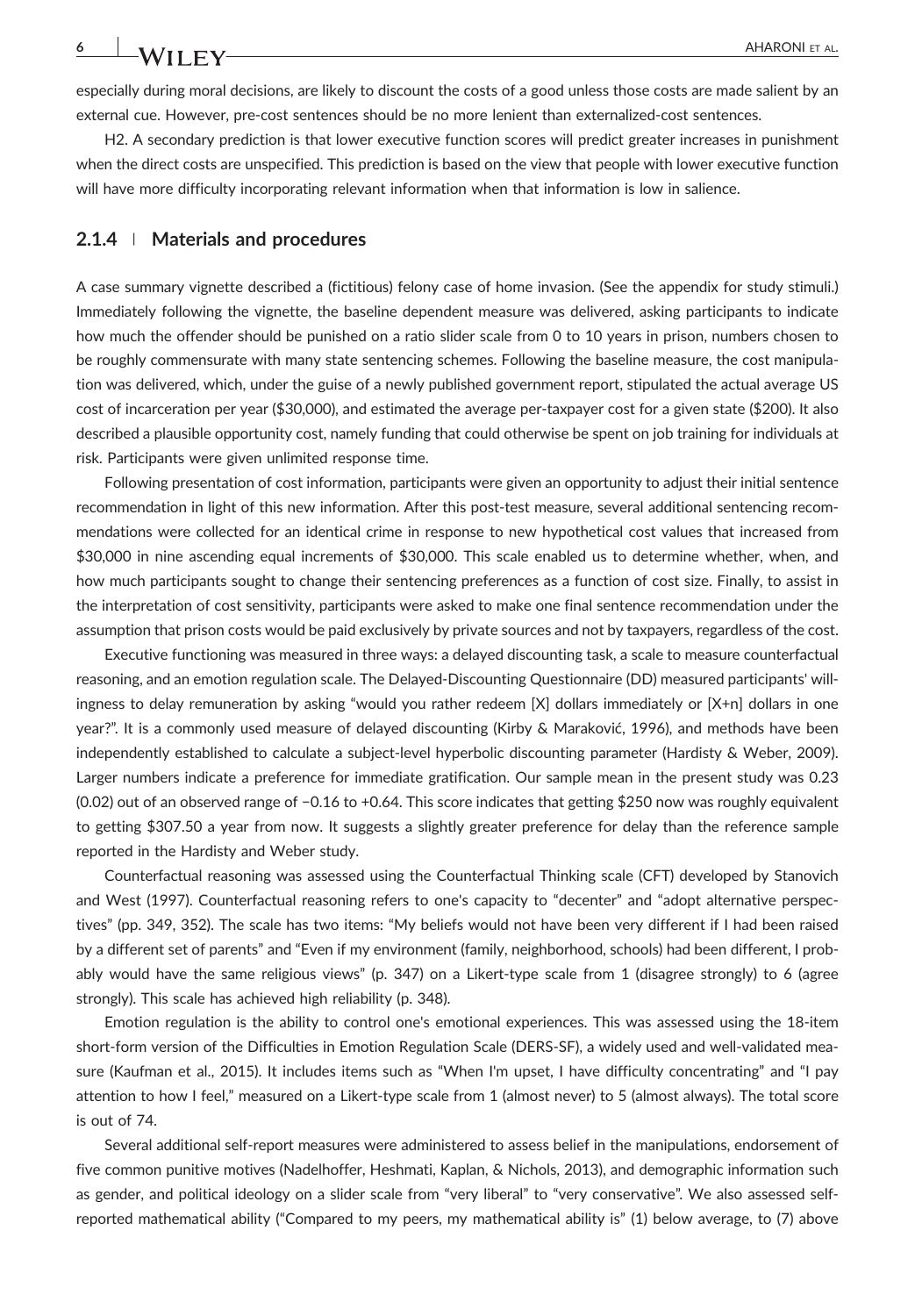especially during moral decisions, are likely to discount the costs of a good unless those costs are made salient by an external cue. However, pre-cost sentences should be no more lenient than externalized-cost sentences.

H2. A secondary prediction is that lower executive function scores will predict greater increases in punishment when the direct costs are unspecified. This prediction is based on the view that people with lower executive function will have more difficulty incorporating relevant information when that information is low in salience.

### 2.1.4 | Materials and procedures

A case summary vignette described a (fictitious) felony case of home invasion. (See the appendix for study stimuli.) Immediately following the vignette, the baseline dependent measure was delivered, asking participants to indicate how much the offender should be punished on a ratio slider scale from 0 to 10 years in prison, numbers chosen to be roughly commensurate with many state sentencing schemes. Following the baseline measure, the cost manipulation was delivered, which, under the guise of a newly published government report, stipulated the actual average US cost of incarceration per year ($30,000), and estimated the average per-taxpayer cost for a given state ($200). It also described a plausible opportunity cost, namely funding that could otherwise be spent on job training for individuals at risk. Participants were given unlimited response time.

Following presentation of cost information, participants were given an opportunity to adjust their initial sentence recommendation in light of this new information. After this post-test measure, several additional sentencing recommendations were collected for an identical crime in response to new hypothetical cost values that increased from $30,000 in nine ascending equal increments of $30,000. This scale enabled us to determine whether, when, and how much participants sought to change their sentencing preferences as a function of cost size. Finally, to assist in the interpretation of cost sensitivity, participants were asked to make one final sentence recommendation under the assumption that prison costs would be paid exclusively by private sources and not by taxpayers, regardless of the cost.

Executive functioning was measured in three ways: a delayed discounting task, a scale to measure counterfactual reasoning, and an emotion regulation scale. The Delayed-Discounting Questionnaire (DD) measured participants' willingness to delay remuneration by asking "would you rather redeem [X] dollars immediately or [X+n] dollars in one year?". It is a commonly used measure of delayed discounting (Kirby & Maraković, 1996), and methods have been independently established to calculate a subject-level hyperbolic discounting parameter (Hardisty & Weber, 2009). Larger numbers indicate a preference for immediate gratification. Our sample mean in the present study was 0.23 (0.02) out of an observed range of −0.16 to +0.64. This score indicates that getting $250 now was roughly equivalent to getting $307.50 a year from now. It suggests a slightly greater preference for delay than the reference sample reported in the Hardisty and Weber study.

Counterfactual reasoning was assessed using the Counterfactual Thinking scale (CFT) developed by Stanovich and West (1997). Counterfactual reasoning refers to one's capacity to "decenter" and "adopt alternative perspectives" (pp. 349, 352). The scale has two items: "My beliefs would not have been very different if I had been raised by a different set of parents" and "Even if my environment (family, neighborhood, schools) had been different, I probably would have the same religious views" (p. 347) on a Likert-type scale from 1 (disagree strongly) to 6 (agree strongly). This scale has achieved high reliability (p. 348).

Emotion regulation is the ability to control one's emotional experiences. This was assessed using the 18-item short-form version of the Difficulties in Emotion Regulation Scale (DERS-SF), a widely used and well-validated measure (Kaufman et al., 2015). It includes items such as "When I'm upset, I have difficulty concentrating" and "I pay attention to how I feel," measured on a Likert-type scale from 1 (almost never) to 5 (almost always). The total score is out of 74.

Several additional self-report measures were administered to assess belief in the manipulations, endorsement of five common punitive motives (Nadelhoffer, Heshmati, Kaplan, & Nichols, 2013), and demographic information such as gender, and political ideology on a slider scale from "very liberal" to "very conservative". We also assessed self-reported mathematical ability ("Compared to my peers, my mathematical ability is" (1) below average, to (7) above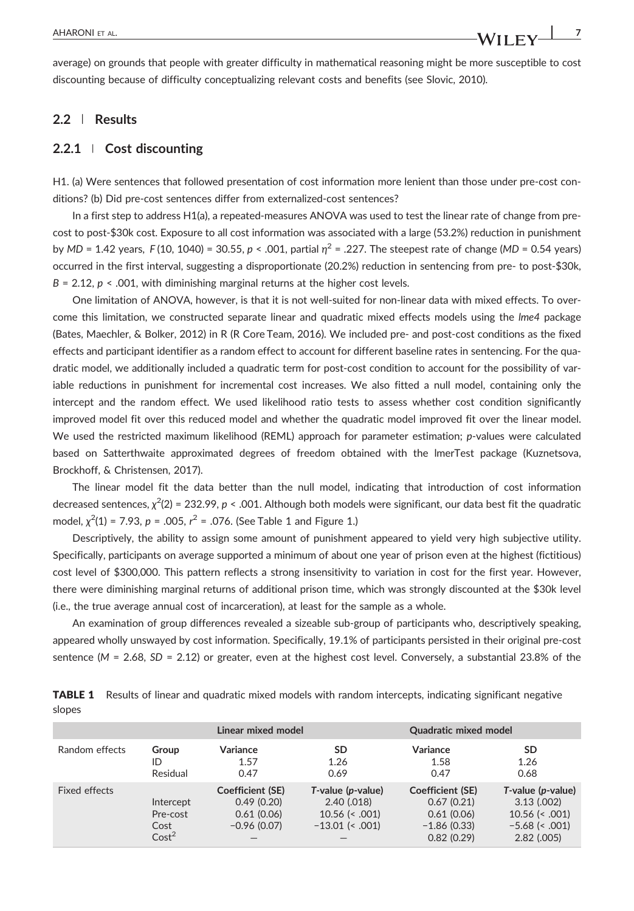average) on grounds that people with greater difficulty in mathematical reasoning might be more susceptible to cost discounting because of difficulty conceptualizing relevant costs and benefits (see Slovic, 2010).

## 2.2 | Results

### 2.2.1 | Cost discounting

H1. (a) Were sentences that followed presentation of cost information more lenient than those under pre-cost conditions? (b) Did pre-cost sentences differ from externalized-cost sentences?

In a first step to address H1(a), a repeated-measures ANOVA was used to test the linear rate of change from pre-cost to post-$30k cost. Exposure to all cost information was associated with a large (53.2%) reduction in punishment by $MD = 1.42$ years, $F(10, 1040) = 30.55$, $p < .001$, partial $\eta^2 = .227$. The steepest rate of change ($MD = 0.54$ years) occurred in the first interval, suggesting a disproportionate (20.2%) reduction in sentencing from pre- to post-$30k, $B = 2.12$, $p < .001$, with diminishing marginal returns at the higher cost levels.

One limitation of ANOVA, however, is that it is not well-suited for non-linear data with mixed effects. To overcome this limitation, we constructed separate linear and quadratic mixed effects models using the *lme4* package (Bates, Maechler, & Bolker, 2012) in R (R Core Team, 2016). We included pre- and post-cost conditions as the fixed effects and participant identifier as a random effect to account for different baseline rates in sentencing. For the quadratic model, we additionally included a quadratic term for post-cost condition to account for the possibility of variable reductions in punishment for incremental cost increases. We also fitted a null model, containing only the intercept and the random effect. We used likelihood ratio tests to assess whether cost condition significantly improved model fit over this reduced model and whether the quadratic model improved fit over the linear model. We used the restricted maximum likelihood (REML) approach for parameter estimation; *p*-values were calculated based on Satterthwaite approximated degrees of freedom obtained with the lmerTest package (Kuznetsova, Brockhoff, & Christensen, 2017).

The linear model fit the data better than the null model, indicating that introduction of cost information decreased sentences, $\chi^2(2) = 232.99$, $p < .001$. Although both models were significant, our data best fit the quadratic model, $\chi^2(1) = 7.93$, $p = .005$, $r^2 = .076$. (See Table 1 and Figure 1.)

Descriptively, the ability to assign some amount of punishment appeared to yield very high subjective utility. Specifically, participants on average supported a minimum of about one year of prison even at the highest (fictitious) cost level of $300,000. This pattern reflects a strong insensitivity to variation in cost for the first year. However, there were diminishing marginal returns of additional prison time, which was strongly discounted at the $30k level (i.e., the true average annual cost of incarceration), at least for the sample as a whole.

An examination of group differences revealed a sizeable sub-group of participants who, descriptively speaking, appeared wholly unswayed by cost information. Specifically, 19.1% of participants persisted in their original pre-cost sentence ($M = 2.68$, $SD = 2.12$) or greater, even at the highest cost level. Conversely, a substantial 23.8% of the

**TABLE 1** Results of linear and quadratic mixed models with random intercepts, indicating significant negative slopes

| | | Linear mixed model | | Quadratic mixed model | |
|---|---|---|---|---|---|
| Random effects | **Group** | **Variance** | **SD** | **Variance** | **SD** |
| | ID | 1.57 | 1.26 | 1.58 | 1.26 |
| | Residual | 0.47 | 0.69 | 0.47 | 0.68 |
| Fixed effects | | **Coefficient (SE)** | ***T*-value (*p*-value)** | **Coefficient (SE)** | ***T*-value (*p*-value)** |
| | Intercept | 0.49 (0.20) | 2.40 (.018) | 0.67 (0.21) | 3.13 (.002) |
| | Pre-cost | 0.61 (0.06) | 10.56 (< .001) | 0.61 (0.06) | 10.56 (< .001) |
| | Cost | −0.96 (0.07) | −13.01 (< .001) | −1.86 (0.33) | −5.68 (< .001) |
| | $Cost^2$ | — | — | 0.82 (0.29) | 2.82 (.005) |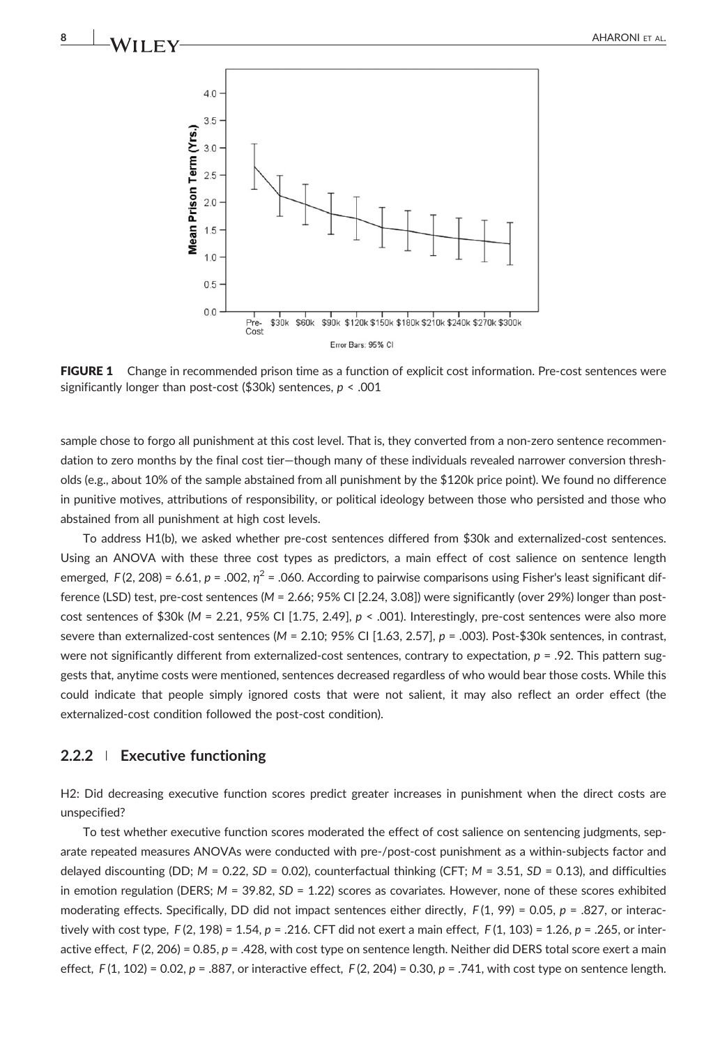**FIGURE 1** Change in recommended prison time as a function of explicit cost information. Pre-cost sentences were significantly longer than post-cost ($30k) sentences, $p < .001$

sample chose to forgo all punishment at this cost level. That is, they converted from a non-zero sentence recommendation to zero months by the final cost tier—though many of these individuals revealed narrower conversion thresholds (e.g., about 10% of the sample abstained from all punishment by the $120k price point). We found no difference in punitive motives, attributions of responsibility, or political ideology between those who persisted and those who abstained from all punishment at high cost levels.

To address H1(b), we asked whether pre-cost sentences differed from $30k and externalized-cost sentences. Using an ANOVA with these three cost types as predictors, a main effect of cost salience on sentence length emerged, $F(2, 208) = 6.61$, $p = .002$, $\eta^2 = .060$. According to pairwise comparisons using Fisher's least significant difference (LSD) test, pre-cost sentences ($M = 2.66$; 95% CI [2.24, 3.08]) were significantly (over 29%) longer than post-cost sentences of $30k ($M = 2.21$, 95% CI [1.75, 2.49], $p < .001$). Interestingly, pre-cost sentences were also more severe than externalized-cost sentences ($M = 2.10$; 95% CI [1.63, 2.57], $p = .003$). Post-$30k sentences, in contrast, were not significantly different from externalized-cost sentences, contrary to expectation, $p = .92$. This pattern suggests that, anytime costs were mentioned, sentences decreased regardless of who would bear those costs. While this could indicate that people simply ignored costs that were not salient, it may also reflect an order effect (the externalized-cost condition followed the post-cost condition).

### 2.2.2 | Executive functioning

H2: Did decreasing executive function scores predict greater increases in punishment when the direct costs are unspecified?

To test whether executive function scores moderated the effect of cost salience on sentencing judgments, separate repeated measures ANOVAs were conducted with pre-/post-cost punishment as a within-subjects factor and delayed discounting (DD; $M = 0.22$, $SD = 0.02$), counterfactual thinking (CFT; $M = 3.51$, $SD = 0.13$), and difficulties in emotion regulation (DERS; $M = 39.82$, $SD = 1.22$) scores as covariates. However, none of these scores exhibited moderating effects. Specifically, DD did not impact sentences either directly, $F(1, 99) = 0.05$, $p = .827$, or interactively with cost type, $F(2, 198) = 1.54$, $p = .216$. CFT did not exert a main effect, $F(1, 103) = 1.26$, $p = .265$, or interactive effect, $F(2, 206) = 0.85$, $p = .428$, with cost type on sentence length. Neither did DERS total score exert a main effect, $F(1, 102) = 0.02$, $p = .887$, or interactive effect, $F(2, 204) = 0.30$, $p = .741$, with cost type on sentence length.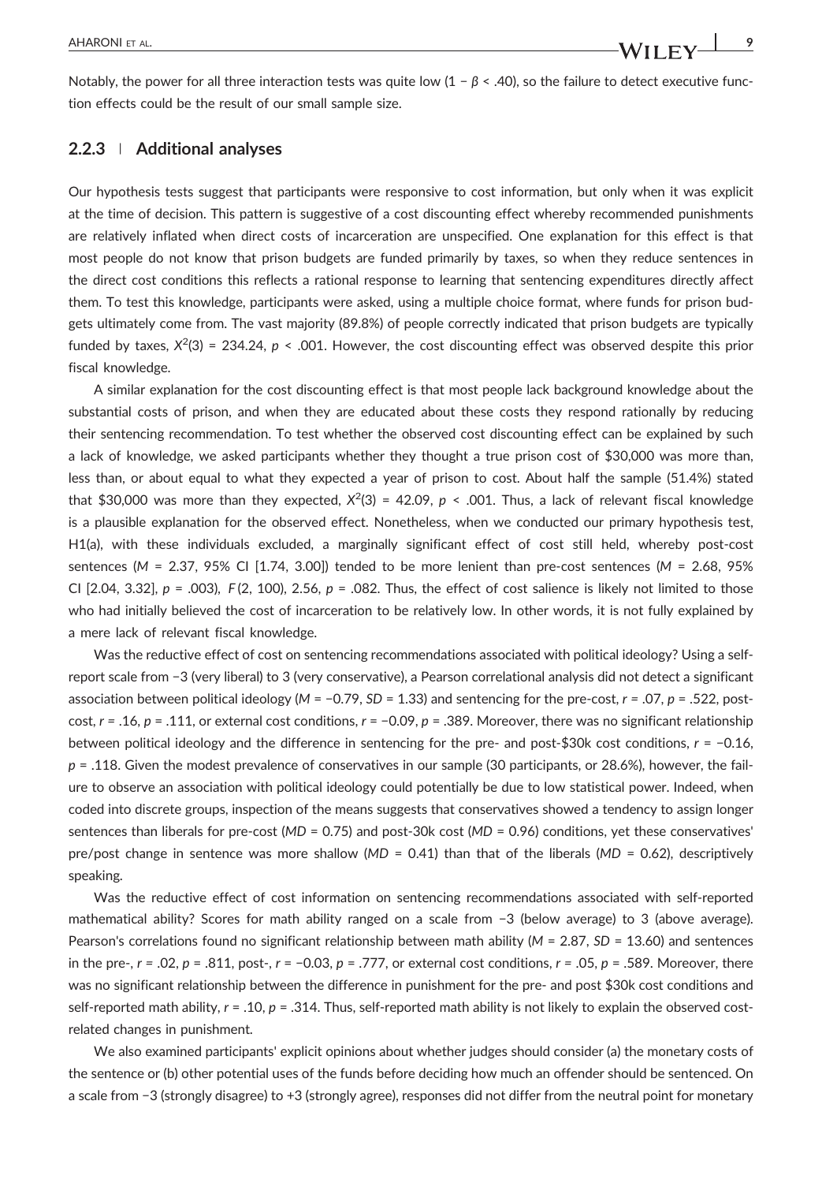Notably, the power for all three interaction tests was quite low ($1 - \beta < .40$), so the failure to detect executive function effects could be the result of our small sample size.

### 2.2.3 | Additional analyses

Our hypothesis tests suggest that participants were responsive to cost information, but only when it was explicit at the time of decision. This pattern is suggestive of a cost discounting effect whereby recommended punishments are relatively inflated when direct costs of incarceration are unspecified. One explanation for this effect is that most people do not know that prison budgets are funded primarily by taxes, so when they reduce sentences in the direct cost conditions this reflects a rational response to learning that sentencing expenditures directly affect them. To test this knowledge, participants were asked, using a multiple choice format, where funds for prison budgets ultimately come from. The vast majority (89.8%) of people correctly indicated that prison budgets are typically funded by taxes, $X^2(3) = 234.24$, $p < .001$. However, the cost discounting effect was observed despite this prior fiscal knowledge.

A similar explanation for the cost discounting effect is that most people lack background knowledge about the substantial costs of prison, and when they are educated about these costs they respond rationally by reducing their sentencing recommendation. To test whether the observed cost discounting effect can be explained by such a lack of knowledge, we asked participants whether they thought a true prison cost of $30,000 was more than, less than, or about equal to what they expected a year of prison to cost. About half the sample (51.4%) stated that $30,000 was more than they expected, $X^2(3) = 42.09$, $p < .001$. Thus, a lack of relevant fiscal knowledge is a plausible explanation for the observed effect. Nonetheless, when we conducted our primary hypothesis test, H1(a), with these individuals excluded, a marginally significant effect of cost still held, whereby post-cost sentences ($M = 2.37$, 95% CI [1.74, 3.00]) tended to be more lenient than pre-cost sentences ($M = 2.68$, 95% CI [2.04, 3.32], $p = .003$), $F(2, 100)$, 2.56, $p = .082$. Thus, the effect of cost salience is likely not limited to those who had initially believed the cost of incarceration to be relatively low. In other words, it is not fully explained by a mere lack of relevant fiscal knowledge.

Was the reductive effect of cost on sentencing recommendations associated with political ideology? Using a self-report scale from −3 (very liberal) to 3 (very conservative), a Pearson correlational analysis did not detect a significant association between political ideology ($M = -0.79$, $SD = 1.33$) and sentencing for the pre-cost, $r = .07$, $p = .522$, post-cost, $r = .16$, $p = .111$, or external cost conditions, $r = -0.09$, $p = .389$. Moreover, there was no significant relationship between political ideology and the difference in sentencing for the pre- and post-$30k cost conditions, $r = -0.16$, $p = .118$. Given the modest prevalence of conservatives in our sample (30 participants, or 28.6%), however, the failure to observe an association with political ideology could potentially be due to low statistical power. Indeed, when coded into discrete groups, inspection of the means suggests that conservatives showed a tendency to assign longer sentences than liberals for pre-cost ($MD = 0.75$) and post-30k cost ($MD = 0.96$) conditions, yet these conservatives' pre/post change in sentence was more shallow ($MD = 0.41$) than that of the liberals ($MD = 0.62$), descriptively speaking.

Was the reductive effect of cost information on sentencing recommendations associated with self-reported mathematical ability? Scores for math ability ranged on a scale from −3 (below average) to 3 (above average). Pearson's correlations found no significant relationship between math ability ($M = 2.87$, $SD = 13.60$) and sentences in the pre-, $r = .02$, $p = .811$, post-, $r = -0.03$, $p = .777$, or external cost conditions, $r = .05$, $p = .589$. Moreover, there was no significant relationship between the difference in punishment for the pre- and post $30k cost conditions and self-reported math ability, $r = .10$, $p = .314$. Thus, self-reported math ability is not likely to explain the observed cost-related changes in punishment.

We also examined participants' explicit opinions about whether judges should consider (a) the monetary costs of the sentence or (b) other potential uses of the funds before deciding how much an offender should be sentenced. On a scale from −3 (strongly disagree) to +3 (strongly agree), responses did not differ from the neutral point for monetary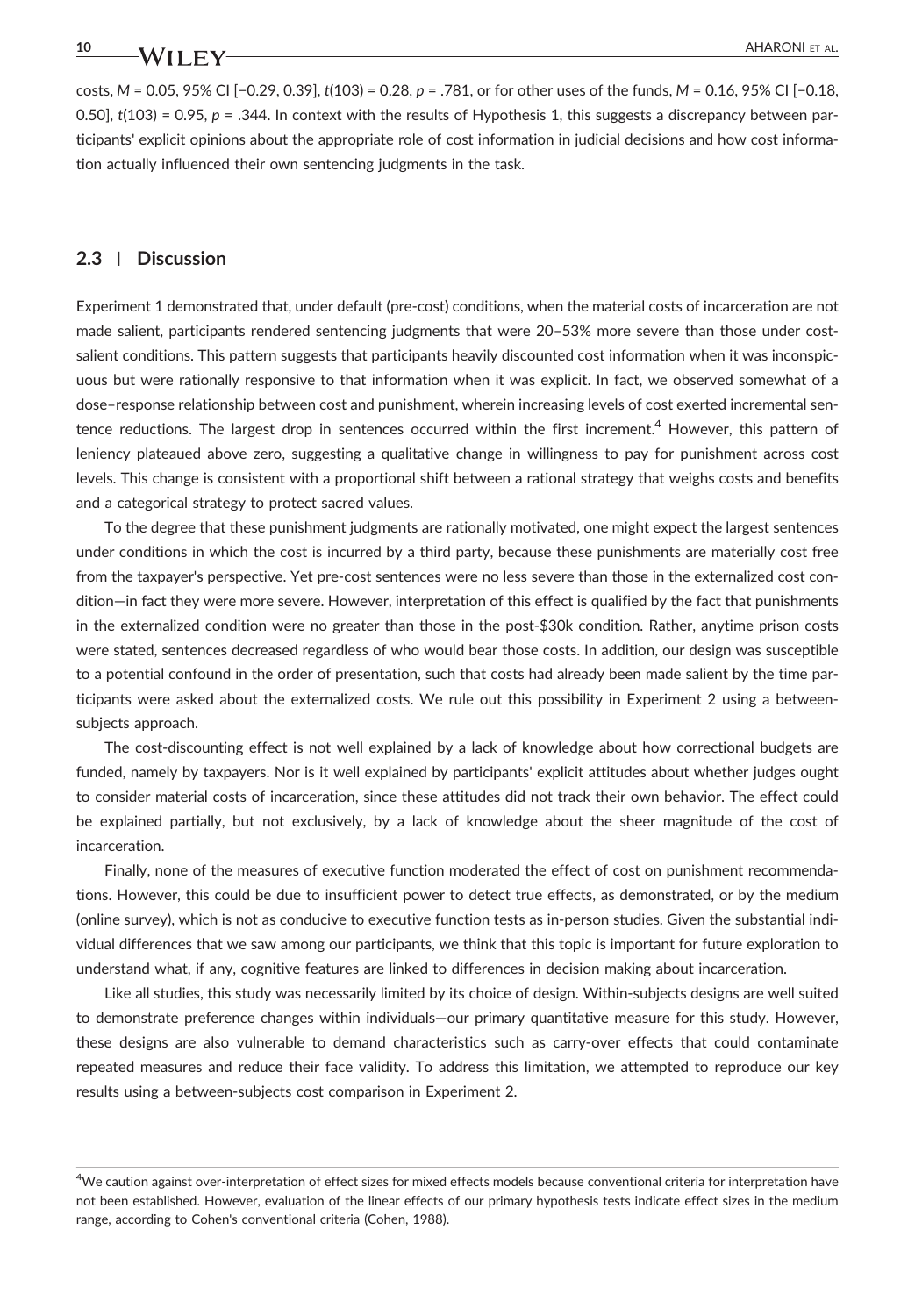costs, $M = 0.05$, 95% CI [−0.29, 0.39], $t(103) = 0.28$, $p = .781$, or for other uses of the funds, $M = 0.16$, 95% CI [−0.18, 0.50], $t(103) = 0.95$, $p = .344$. In context with the results of Hypothesis 1, this suggests a discrepancy between participants' explicit opinions about the appropriate role of cost information in judicial decisions and how cost information actually influenced their own sentencing judgments in the task.

## 2.3 | Discussion

Experiment 1 demonstrated that, under default (pre-cost) conditions, when the material costs of incarceration are not made salient, participants rendered sentencing judgments that were 20–53% more severe than those under cost-salient conditions. This pattern suggests that participants heavily discounted cost information when it was inconspicuous but were rationally responsive to that information when it was explicit. In fact, we observed somewhat of a dose–response relationship between cost and punishment, wherein increasing levels of cost exerted incremental sentence reductions. The largest drop in sentences occurred within the first increment.[4] However, this pattern of leniency plateaued above zero, suggesting a qualitative change in willingness to pay for punishment across cost levels. This change is consistent with a proportional shift between a rational strategy that weighs costs and benefits and a categorical strategy to protect sacred values.

To the degree that these punishment judgments are rationally motivated, one might expect the largest sentences under conditions in which the cost is incurred by a third party, because these punishments are materially cost free from the taxpayer's perspective. Yet pre-cost sentences were no less severe than those in the externalized cost condition—in fact they were more severe. However, interpretation of this effect is qualified by the fact that punishments in the externalized condition were no greater than those in the post-$30k condition. Rather, anytime prison costs were stated, sentences decreased regardless of who would bear those costs. In addition, our design was susceptible to a potential confound in the order of presentation, such that costs had already been made salient by the time participants were asked about the externalized costs. We rule out this possibility in Experiment 2 using a between-subjects approach.

The cost-discounting effect is not well explained by a lack of knowledge about how correctional budgets are funded, namely by taxpayers. Nor is it well explained by participants' explicit attitudes about whether judges ought to consider material costs of incarceration, since these attitudes did not track their own behavior. The effect could be explained partially, but not exclusively, by a lack of knowledge about the sheer magnitude of the cost of incarceration.

Finally, none of the measures of executive function moderated the effect of cost on punishment recommendations. However, this could be due to insufficient power to detect true effects, as demonstrated, or by the medium (online survey), which is not as conducive to executive function tests as in-person studies. Given the substantial individual differences that we saw among our participants, we think that this topic is important for future exploration to understand what, if any, cognitive features are linked to differences in decision making about incarceration.

Like all studies, this study was necessarily limited by its choice of design. Within-subjects designs are well suited to demonstrate preference changes within individuals—our primary quantitative measure for this study. However, these designs are also vulnerable to demand characteristics such as carry-over effects that could contaminate repeated measures and reduce their face validity. To address this limitation, we attempted to reproduce our key results using a between-subjects cost comparison in Experiment 2.

[4]We caution against over-interpretation of effect sizes for mixed effects models because conventional criteria for interpretation have not been established. However, evaluation of the linear effects of our primary hypothesis tests indicate effect sizes in the medium range, according to Cohen's conventional criteria (Cohen, 1988).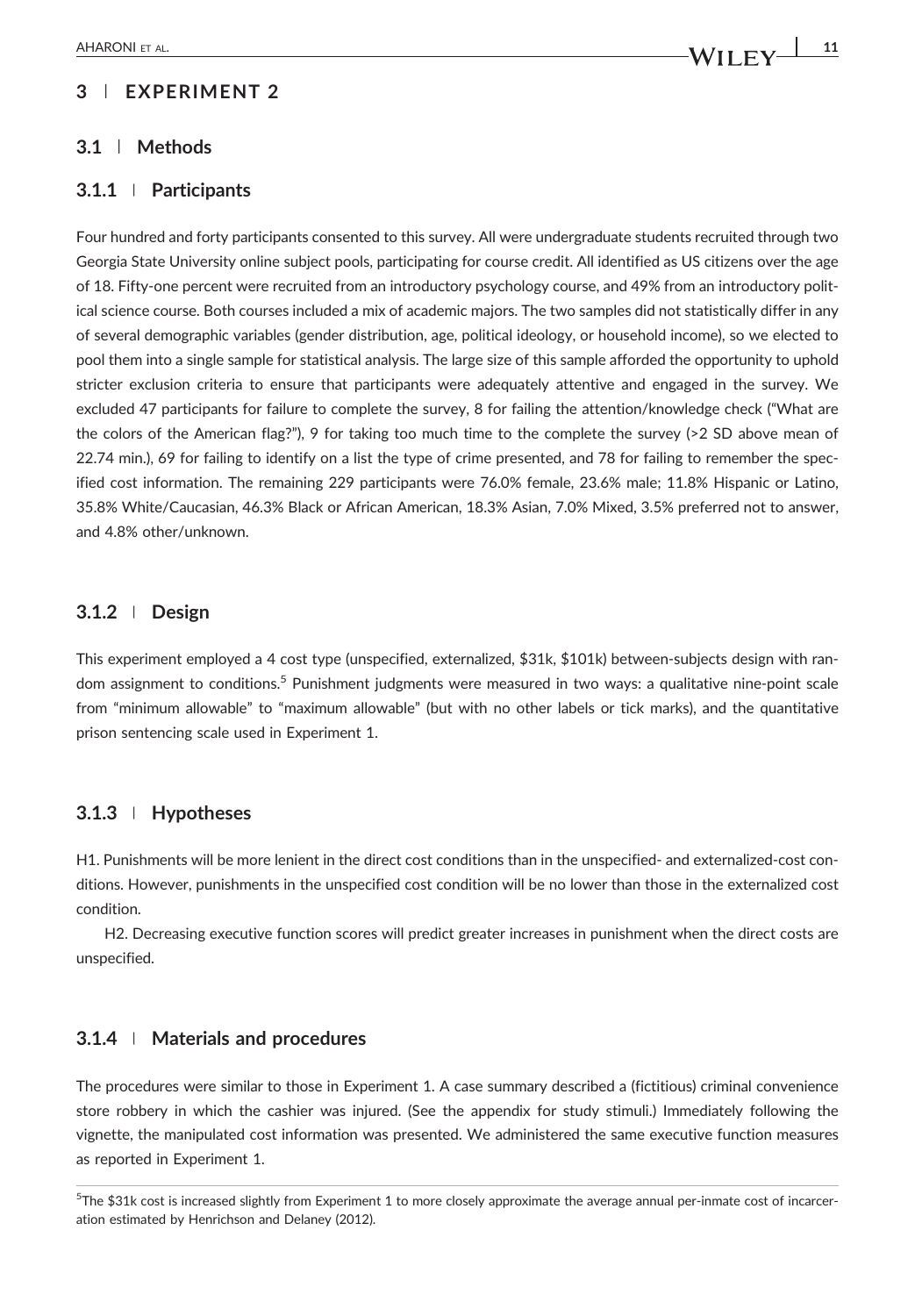## 3 | EXPERIMENT 2

### 3.1 | Methods

#### 3.1.1 | Participants

Four hundred and forty participants consented to this survey. All were undergraduate students recruited through two Georgia State University online subject pools, participating for course credit. All identified as US citizens over the age of 18. Fifty-one percent were recruited from an introductory psychology course, and 49% from an introductory political science course. Both courses included a mix of academic majors. The two samples did not statistically differ in any of several demographic variables (gender distribution, age, political ideology, or household income), so we elected to pool them into a single sample for statistical analysis. The large size of this sample afforded the opportunity to uphold stricter exclusion criteria to ensure that participants were adequately attentive and engaged in the survey. We excluded 47 participants for failure to complete the survey, 8 for failing the attention/knowledge check ("What are the colors of the American flag?"), 9 for taking too much time to the complete the survey (>2 SD above mean of 22.74 min.), 69 for failing to identify on a list the type of crime presented, and 78 for failing to remember the specified cost information. The remaining 229 participants were 76.0% female, 23.6% male; 11.8% Hispanic or Latino, 35.8% White/Caucasian, 46.3% Black or African American, 18.3% Asian, 7.0% Mixed, 3.5% preferred not to answer, and 4.8% other/unknown.

#### 3.1.2 | Design

This experiment employed a 4 cost type (unspecified, externalized, $31k, $101k) between-subjects design with random assignment to conditions.[5] Punishment judgments were measured in two ways: a qualitative nine-point scale from "minimum allowable" to "maximum allowable" (but with no other labels or tick marks), and the quantitative prison sentencing scale used in Experiment 1.

#### 3.1.3 | Hypotheses

H1. Punishments will be more lenient in the direct cost conditions than in the unspecified- and externalized-cost conditions. However, punishments in the unspecified cost condition will be no lower than those in the externalized cost condition.

H2. Decreasing executive function scores will predict greater increases in punishment when the direct costs are unspecified.

#### 3.1.4 | Materials and procedures

The procedures were similar to those in Experiment 1. A case summary described a (fictitious) criminal convenience store robbery in which the cashier was injured. (See the appendix for study stimuli.) Immediately following the vignette, the manipulated cost information was presented. We administered the same executive function measures as reported in Experiment 1.

[5] The $31k cost is increased slightly from Experiment 1 to more closely approximate the average annual per-inmate cost of incarceration estimated by Henrichson and Delaney (2012).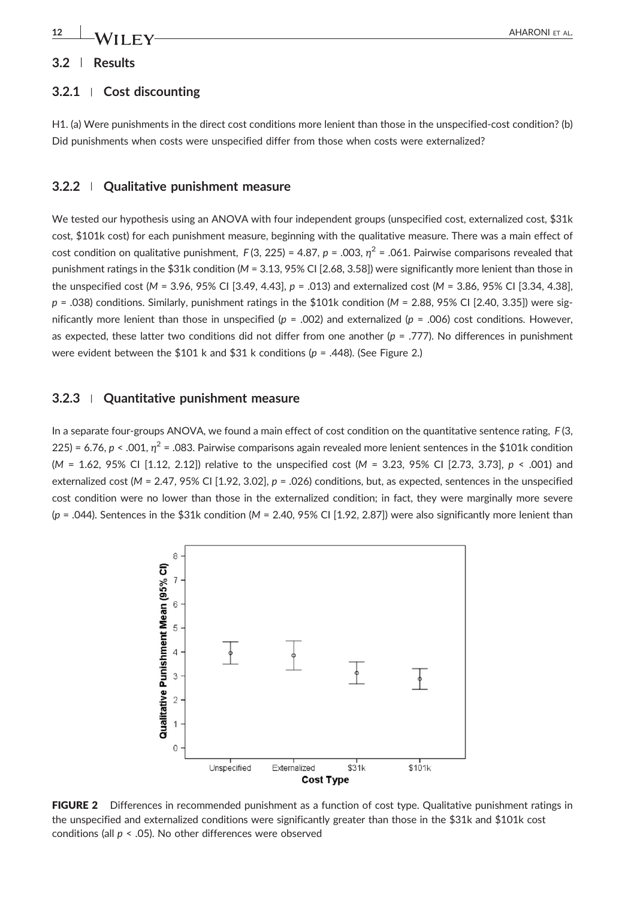### 3.2 | Results

#### 3.2.1 | Cost discounting

H1. (a) Were punishments in the direct cost conditions more lenient than those in the unspecified-cost condition? (b) Did punishments when costs were unspecified differ from those when costs were externalized?

#### 3.2.2 | Qualitative punishment measure

We tested our hypothesis using an ANOVA with four independent groups (unspecified cost, externalized cost, $31k cost, $101k cost) for each punishment measure, beginning with the qualitative measure. There was a main effect of cost condition on qualitative punishment, $F(3, 225) = 4.87$, $p = .003$, $\eta^2 = .061$. Pairwise comparisons revealed that punishment ratings in the $31k condition ($M = 3.13$, 95% CI [2.68, 3.58]) were significantly more lenient than those in the unspecified cost ($M = 3.96$, 95% CI [3.49, 4.43], $p = .013$) and externalized cost ($M = 3.86$, 95% CI [3.34, 4.38], $p = .038$) conditions. Similarly, punishment ratings in the $101k condition ($M = 2.88$, 95% CI [2.40, 3.35]) were significantly more lenient than those in unspecified ($p = .002$) and externalized ($p = .006$) cost conditions. However, as expected, these latter two conditions did not differ from one another ($p = .777$). No differences in punishment were evident between the $101 k and $31 k conditions ($p = .448$). (See Figure 2.)

#### 3.2.3 | Quantitative punishment measure

In a separate four-groups ANOVA, we found a main effect of cost condition on the quantitative sentence rating, $F(3, 225) = 6.76$, $p < .001$, $\eta^2 = .083$. Pairwise comparisons again revealed more lenient sentences in the $101k condition ($M = 1.62$, 95% CI [1.12, 2.12]) relative to the unspecified cost ($M = 3.23$, 95% CI [2.73, 3.73], $p < .001$) and externalized cost ($M = 2.47$, 95% CI [1.92, 3.02], $p = .026$) conditions, but, as expected, sentences in the unspecified cost condition were no lower than those in the externalized condition; in fact, they were marginally more severe ($p = .044$). Sentences in the $31k condition ($M = 2.40$, 95% CI [1.92, 2.87]) were also significantly more lenient than

**FIGURE 2** Differences in recommended punishment as a function of cost type. Qualitative punishment ratings in the unspecified and externalized conditions were significantly greater than those in the $31k and $101k cost conditions (all $p < .05$). No other differences were observed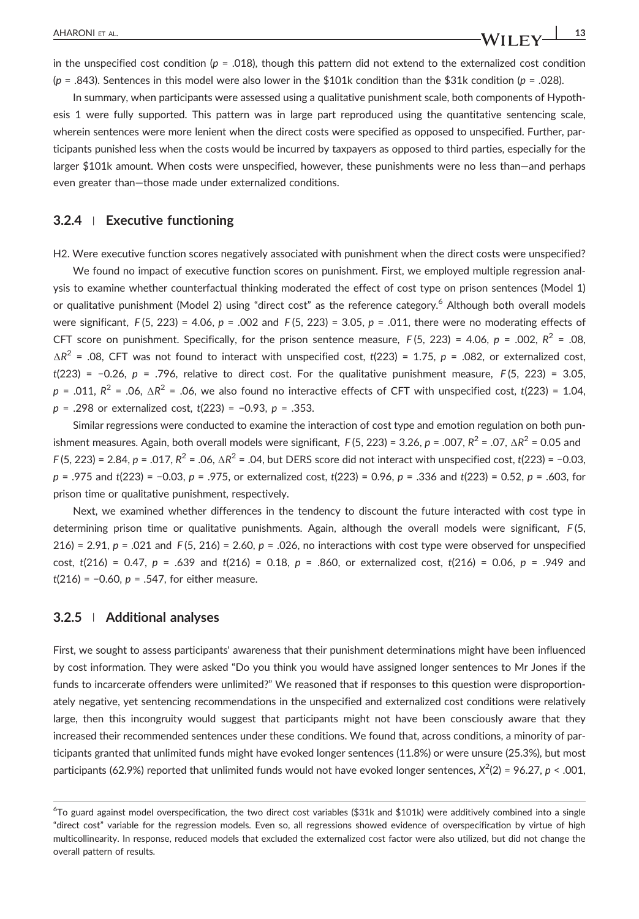in the unspecified cost condition ($p$ = .018), though this pattern did not extend to the externalized cost condition ($p$ = .843). Sentences in this model were also lower in the \$101k condition than the \$31k condition ($p$ = .028).

In summary, when participants were assessed using a qualitative punishment scale, both components of Hypothesis 1 were fully supported. This pattern was in large part reproduced using the quantitative sentencing scale, wherein sentences were more lenient when the direct costs were specified as opposed to unspecified. Further, participants punished less when the costs would be incurred by taxpayers as opposed to third parties, especially for the larger \$101k amount. When costs were unspecified, however, these punishments were no less than—and perhaps even greater than—those made under externalized conditions.

### 3.2.4 | Executive functioning

H2. Were executive function scores negatively associated with punishment when the direct costs were unspecified?

We found no impact of executive function scores on punishment. First, we employed multiple regression analysis to examine whether counterfactual thinking moderated the effect of cost type on prison sentences (Model 1) or qualitative punishment (Model 2) using "direct cost" as the reference category.[6] Although both overall models were significant, $F(5, 223) = 4.06$, $p = .002$ and $F(5, 223) = 3.05$, $p = .011$, there were no moderating effects of CFT score on punishment. Specifically, for the prison sentence measure, $F(5, 223) = 4.06$, $p = .002$, $R^2 = .08$, $\Delta R^2 = .08$, CFT was not found to interact with unspecified cost, $t(223) = 1.75$, $p = .082$, or externalized cost, $t(223) = -0.26$, $p = .796$, relative to direct cost. For the qualitative punishment measure, $F(5, 223) = 3.05$, $p = .011$, $R^2 = .06$, $\Delta R^2 = .06$, we also found no interactive effects of CFT with unspecified cost, $t(223) = 1.04$, $p = .298$ or externalized cost, $t(223) = -0.93$, $p = .353$.

Similar regressions were conducted to examine the interaction of cost type and emotion regulation on both punishment measures. Again, both overall models were significant, $F(5, 223) = 3.26$, $p = .007$, $R^2 = .07$, $\Delta R^2 = 0.05$ and $F(5, 223) = 2.84$, $p = .017$, $R^2 = .06$, $\Delta R^2 = .04$, but DERS score did not interact with unspecified cost, $t(223) = -0.03$, $p = .975$ and $t(223) = -0.03$, $p = .975$, or externalized cost, $t(223) = 0.96$, $p = .336$ and $t(223) = 0.52$, $p = .603$, for prison time or qualitative punishment, respectively.

Next, we examined whether differences in the tendency to discount the future interacted with cost type in determining prison time or qualitative punishments. Again, although the overall models were significant, $F(5, 216) = 2.91$, $p = .021$ and $F(5, 216) = 2.60$, $p = .026$, no interactions with cost type were observed for unspecified cost, $t(216) = 0.47$, $p = .639$ and $t(216) = 0.18$, $p = .860$, or externalized cost, $t(216) = 0.06$, $p = .949$ and $t(216) = -0.60$, $p = .547$, for either measure.

### 3.2.5 | Additional analyses

First, we sought to assess participants' awareness that their punishment determinations might have been influenced by cost information. They were asked "Do you think you would have assigned longer sentences to Mr Jones if the funds to incarcerate offenders were unlimited?" We reasoned that if responses to this question were disproportionately negative, yet sentencing recommendations in the unspecified and externalized cost conditions were relatively large, then this incongruity would suggest that participants might not have been consciously aware that they increased their recommended sentences under these conditions. We found that, across conditions, a minority of participants granted that unlimited funds might have evoked longer sentences (11.8%) or were unsure (25.3%), but most participants (62.9%) reported that unlimited funds would not have evoked longer sentences, $X^2(2) = 96.27$, $p < .001$,

[6] To guard against model overspecification, the two direct cost variables (\$31k and \$101k) were additively combined into a single "direct cost" variable for the regression models. Even so, all regressions showed evidence of overspecification by virtue of high multicollinearity. In response, reduced models that excluded the externalized cost factor were also utilized, but did not change the overall pattern of results.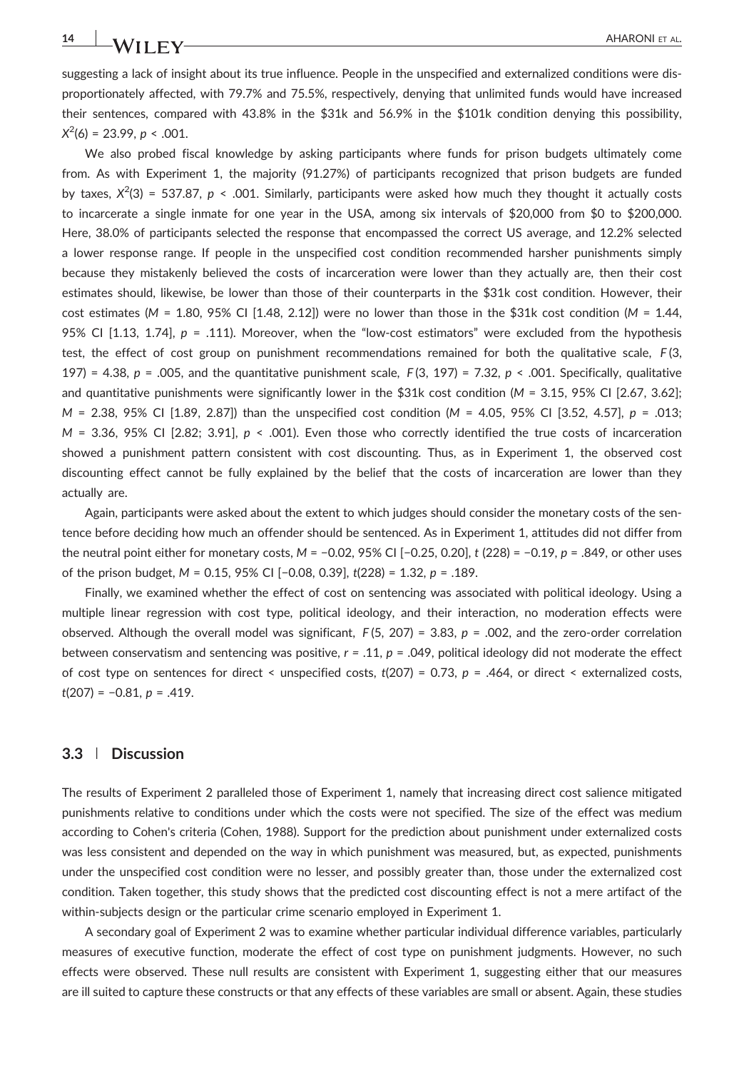suggesting a lack of insight about its true influence. People in the unspecified and externalized conditions were disproportionately affected, with 79.7% and 75.5%, respectively, denying that unlimited funds would have increased their sentences, compared with 43.8% in the $31k and 56.9% in the $101k condition denying this possibility, $X^2(6) = 23.99$, $p < .001$.

We also probed fiscal knowledge by asking participants where funds for prison budgets ultimately come from. As with Experiment 1, the majority (91.27%) of participants recognized that prison budgets are funded by taxes, $X^2(3) = 537.87$, $p < .001$. Similarly, participants were asked how much they thought it actually costs to incarcerate a single inmate for one year in the USA, among six intervals of $20,000 from $0 to $200,000. Here, 38.0% of participants selected the response that encompassed the correct US average, and 12.2% selected a lower response range. If people in the unspecified cost condition recommended harsher punishments simply because they mistakenly believed the costs of incarceration were lower than they actually are, then their cost estimates should, likewise, be lower than those of their counterparts in the $31k cost condition. However, their cost estimates ($M = 1.80$, 95% CI [1.48, 2.12]) were no lower than those in the $31k cost condition ($M = 1.44$, 95% CI [1.13, 1.74], $p = .111$). Moreover, when the "low-cost estimators" were excluded from the hypothesis test, the effect of cost group on punishment recommendations remained for both the qualitative scale, $F(3, 197) = 4.38$, $p = .005$, and the quantitative punishment scale, $F(3, 197) = 7.32$, $p < .001$. Specifically, qualitative and quantitative punishments were significantly lower in the $31k cost condition ($M = 3.15$, 95% CI [2.67, 3.62]; $M = 2.38$, 95% CI [1.89, 2.87]) than the unspecified cost condition ($M = 4.05$, 95% CI [3.52, 4.57], $p = .013$; $M = 3.36$, 95% CI [2.82; 3.91], $p < .001$). Even those who correctly identified the true costs of incarceration showed a punishment pattern consistent with cost discounting. Thus, as in Experiment 1, the observed cost discounting effect cannot be fully explained by the belief that the costs of incarceration are lower than they actually are.

Again, participants were asked about the extent to which judges should consider the monetary costs of the sentence before deciding how much an offender should be sentenced. As in Experiment 1, attitudes did not differ from the neutral point either for monetary costs, $M = -0.02$, 95% CI [−0.25, 0.20], $t(228) = -0.19$, $p = .849$, or other uses of the prison budget, $M = 0.15$, 95% CI [−0.08, 0.39], $t(228) = 1.32$, $p = .189$.

Finally, we examined whether the effect of cost on sentencing was associated with political ideology. Using a multiple linear regression with cost type, political ideology, and their interaction, no moderation effects were observed. Although the overall model was significant, $F(5, 207) = 3.83$, $p = .002$, and the zero-order correlation between conservatism and sentencing was positive, $r = .11$, $p = .049$, political ideology did not moderate the effect of cost type on sentences for direct < unspecified costs, $t(207) = 0.73$, $p = .464$, or direct < externalized costs, $t(207) = -0.81$, $p = .419$.

### 3.3 | Discussion

The results of Experiment 2 paralleled those of Experiment 1, namely that increasing direct cost salience mitigated punishments relative to conditions under which the costs were not specified. The size of the effect was medium according to Cohen's criteria (Cohen, 1988). Support for the prediction about punishment under externalized costs was less consistent and depended on the way in which punishment was measured, but, as expected, punishments under the unspecified cost condition were no lesser, and possibly greater than, those under the externalized cost condition. Taken together, this study shows that the predicted cost discounting effect is not a mere artifact of the within-subjects design or the particular crime scenario employed in Experiment 1.

A secondary goal of Experiment 2 was to examine whether particular individual difference variables, particularly measures of executive function, moderate the effect of cost type on punishment judgments. However, no such effects were observed. These null results are consistent with Experiment 1, suggesting either that our measures are ill suited to capture these constructs or that any effects of these variables are small or absent. Again, these studies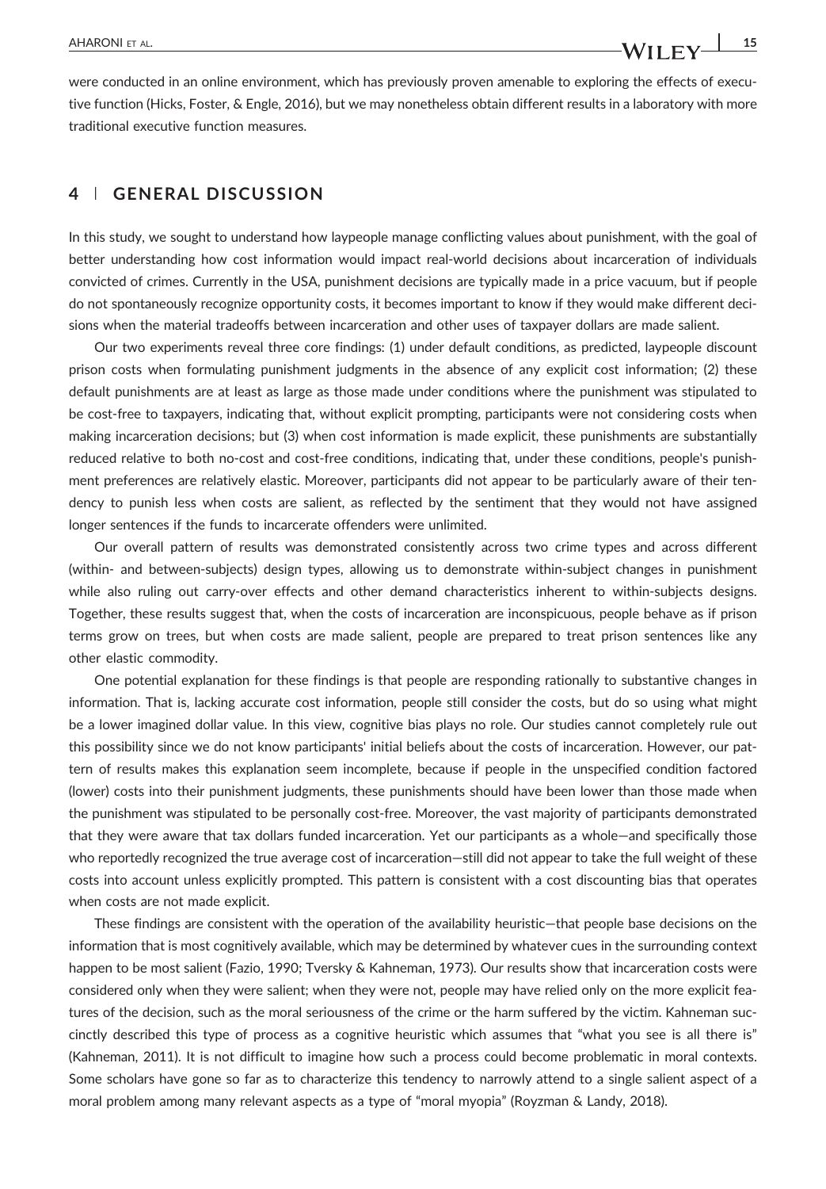were conducted in an online environment, which has previously proven amenable to exploring the effects of executive function (Hicks, Foster, & Engle, 2016), but we may nonetheless obtain different results in a laboratory with more traditional executive function measures.

## 4 | GENERAL DISCUSSION

In this study, we sought to understand how laypeople manage conflicting values about punishment, with the goal of better understanding how cost information would impact real-world decisions about incarceration of individuals convicted of crimes. Currently in the USA, punishment decisions are typically made in a price vacuum, but if people do not spontaneously recognize opportunity costs, it becomes important to know if they would make different decisions when the material tradeoffs between incarceration and other uses of taxpayer dollars are made salient.

Our two experiments reveal three core findings: (1) under default conditions, as predicted, laypeople discount prison costs when formulating punishment judgments in the absence of any explicit cost information; (2) these default punishments are at least as large as those made under conditions where the punishment was stipulated to be cost-free to taxpayers, indicating that, without explicit prompting, participants were not considering costs when making incarceration decisions; but (3) when cost information is made explicit, these punishments are substantially reduced relative to both no-cost and cost-free conditions, indicating that, under these conditions, people's punishment preferences are relatively elastic. Moreover, participants did not appear to be particularly aware of their tendency to punish less when costs are salient, as reflected by the sentiment that they would not have assigned longer sentences if the funds to incarcerate offenders were unlimited.

Our overall pattern of results was demonstrated consistently across two crime types and across different (within- and between-subjects) design types, allowing us to demonstrate within-subject changes in punishment while also ruling out carry-over effects and other demand characteristics inherent to within-subjects designs. Together, these results suggest that, when the costs of incarceration are inconspicuous, people behave as if prison terms grow on trees, but when costs are made salient, people are prepared to treat prison sentences like any other elastic commodity.

One potential explanation for these findings is that people are responding rationally to substantive changes in information. That is, lacking accurate cost information, people still consider the costs, but do so using what might be a lower imagined dollar value. In this view, cognitive bias plays no role. Our studies cannot completely rule out this possibility since we do not know participants' initial beliefs about the costs of incarceration. However, our pattern of results makes this explanation seem incomplete, because if people in the unspecified condition factored (lower) costs into their punishment judgments, these punishments should have been lower than those made when the punishment was stipulated to be personally cost-free. Moreover, the vast majority of participants demonstrated that they were aware that tax dollars funded incarceration. Yet our participants as a whole—and specifically those who reportedly recognized the true average cost of incarceration—still did not appear to take the full weight of these costs into account unless explicitly prompted. This pattern is consistent with a cost discounting bias that operates when costs are not made explicit.

These findings are consistent with the operation of the availability heuristic—that people base decisions on the information that is most cognitively available, which may be determined by whatever cues in the surrounding context happen to be most salient (Fazio, 1990; Tversky & Kahneman, 1973). Our results show that incarceration costs were considered only when they were salient; when they were not, people may have relied only on the more explicit features of the decision, such as the moral seriousness of the crime or the harm suffered by the victim. Kahneman succinctly described this type of process as a cognitive heuristic which assumes that "what you see is all there is" (Kahneman, 2011). It is not difficult to imagine how such a process could become problematic in moral contexts. Some scholars have gone so far as to characterize this tendency to narrowly attend to a single salient aspect of a moral problem among many relevant aspects as a type of "moral myopia" (Royzman & Landy, 2018).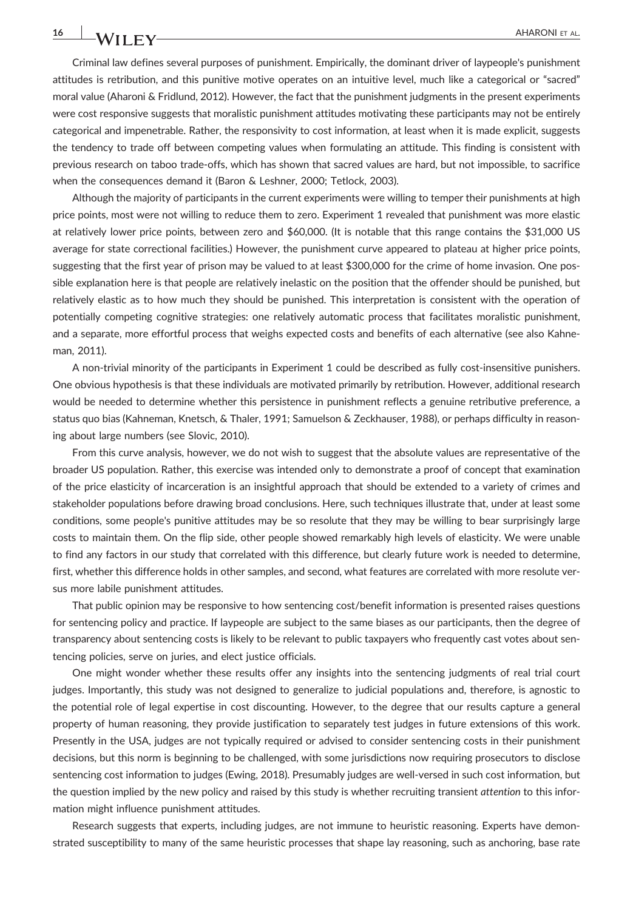Criminal law defines several purposes of punishment. Empirically, the dominant driver of laypeople's punishment attitudes is retribution, and this punitive motive operates on an intuitive level, much like a categorical or "sacred" moral value (Aharoni & Fridlund, 2012). However, the fact that the punishment judgments in the present experiments were cost responsive suggests that moralistic punishment attitudes motivating these participants may not be entirely categorical and impenetrable. Rather, the responsivity to cost information, at least when it is made explicit, suggests the tendency to trade off between competing values when formulating an attitude. This finding is consistent with previous research on taboo trade-offs, which has shown that sacred values are hard, but not impossible, to sacrifice when the consequences demand it (Baron & Leshner, 2000; Tetlock, 2003).

Although the majority of participants in the current experiments were willing to temper their punishments at high price points, most were not willing to reduce them to zero. Experiment 1 revealed that punishment was more elastic at relatively lower price points, between zero and $60,000. (It is notable that this range contains the $31,000 US average for state correctional facilities.) However, the punishment curve appeared to plateau at higher price points, suggesting that the first year of prison may be valued to at least $300,000 for the crime of home invasion. One possible explanation here is that people are relatively inelastic on the position that the offender should be punished, but relatively elastic as to how much they should be punished. This interpretation is consistent with the operation of potentially competing cognitive strategies: one relatively automatic process that facilitates moralistic punishment, and a separate, more effortful process that weighs expected costs and benefits of each alternative (see also Kahneman, 2011).

A non-trivial minority of the participants in Experiment 1 could be described as fully cost-insensitive punishers. One obvious hypothesis is that these individuals are motivated primarily by retribution. However, additional research would be needed to determine whether this persistence in punishment reflects a genuine retributive preference, a status quo bias (Kahneman, Knetsch, & Thaler, 1991; Samuelson & Zeckhauser, 1988), or perhaps difficulty in reasoning about large numbers (see Slovic, 2010).

From this curve analysis, however, we do not wish to suggest that the absolute values are representative of the broader US population. Rather, this exercise was intended only to demonstrate a proof of concept that examination of the price elasticity of incarceration is an insightful approach that should be extended to a variety of crimes and stakeholder populations before drawing broad conclusions. Here, such techniques illustrate that, under at least some conditions, some people's punitive attitudes may be so resolute that they may be willing to bear surprisingly large costs to maintain them. On the flip side, other people showed remarkably high levels of elasticity. We were unable to find any factors in our study that correlated with this difference, but clearly future work is needed to determine, first, whether this difference holds in other samples, and second, what features are correlated with more resolute versus more labile punishment attitudes.

That public opinion may be responsive to how sentencing cost/benefit information is presented raises questions for sentencing policy and practice. If laypeople are subject to the same biases as our participants, then the degree of transparency about sentencing costs is likely to be relevant to public taxpayers who frequently cast votes about sentencing policies, serve on juries, and elect justice officials.

One might wonder whether these results offer any insights into the sentencing judgments of real trial court judges. Importantly, this study was not designed to generalize to judicial populations and, therefore, is agnostic to the potential role of legal expertise in cost discounting. However, to the degree that our results capture a general property of human reasoning, they provide justification to separately test judges in future extensions of this work. Presently in the USA, judges are not typically required or advised to consider sentencing costs in their punishment decisions, but this norm is beginning to be challenged, with some jurisdictions now requiring prosecutors to disclose sentencing cost information to judges (Ewing, 2018). Presumably judges are well-versed in such cost information, but the question implied by the new policy and raised by this study is whether recruiting transient *attention* to this information might influence punishment attitudes.

Research suggests that experts, including judges, are not immune to heuristic reasoning. Experts have demonstrated susceptibility to many of the same heuristic processes that shape lay reasoning, such as anchoring, base rate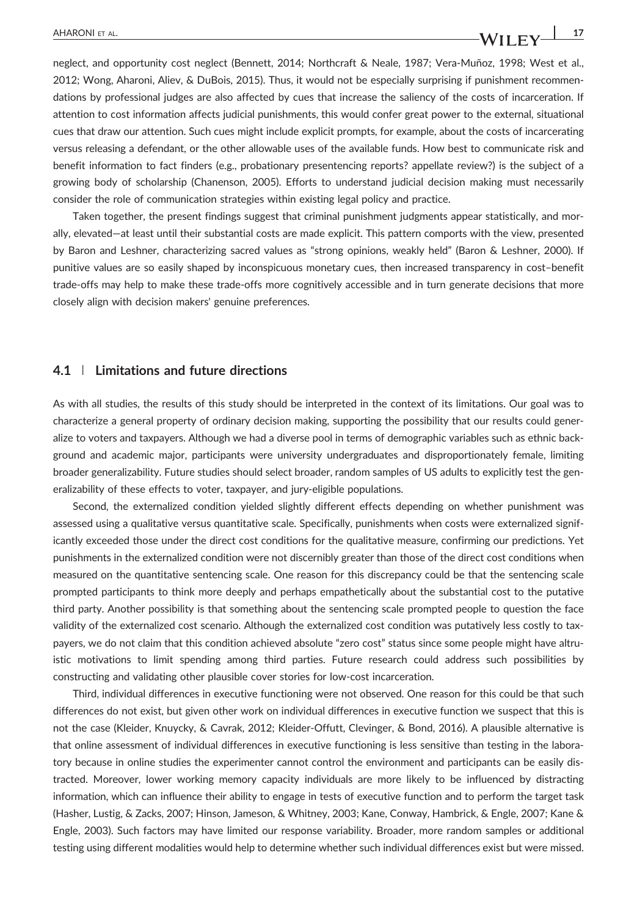neglect, and opportunity cost neglect (Bennett, 2014; Northcraft & Neale, 1987; Vera-Muñoz, 1998; West et al., 2012; Wong, Aharoni, Aliev, & DuBois, 2015). Thus, it would not be especially surprising if punishment recommendations by professional judges are also affected by cues that increase the saliency of the costs of incarceration. If attention to cost information affects judicial punishments, this would confer great power to the external, situational cues that draw our attention. Such cues might include explicit prompts, for example, about the costs of incarcerating versus releasing a defendant, or the other allowable uses of the available funds. How best to communicate risk and benefit information to fact finders (e.g., probationary presentencing reports? appellate review?) is the subject of a growing body of scholarship (Chanenson, 2005). Efforts to understand judicial decision making must necessarily consider the role of communication strategies within existing legal policy and practice.

Taken together, the present findings suggest that criminal punishment judgments appear statistically, and morally, elevated—at least until their substantial costs are made explicit. This pattern comports with the view, presented by Baron and Leshner, characterizing sacred values as "strong opinions, weakly held" (Baron & Leshner, 2000). If punitive values are so easily shaped by inconspicuous monetary cues, then increased transparency in cost–benefit trade-offs may help to make these trade-offs more cognitively accessible and in turn generate decisions that more closely align with decision makers' genuine preferences.

## 4.1 | Limitations and future directions

As with all studies, the results of this study should be interpreted in the context of its limitations. Our goal was to characterize a general property of ordinary decision making, supporting the possibility that our results could generalize to voters and taxpayers. Although we had a diverse pool in terms of demographic variables such as ethnic background and academic major, participants were university undergraduates and disproportionately female, limiting broader generalizability. Future studies should select broader, random samples of US adults to explicitly test the generalizability of these effects to voter, taxpayer, and jury-eligible populations.

Second, the externalized condition yielded slightly different effects depending on whether punishment was assessed using a qualitative versus quantitative scale. Specifically, punishments when costs were externalized significantly exceeded those under the direct cost conditions for the qualitative measure, confirming our predictions. Yet punishments in the externalized condition were not discernibly greater than those of the direct cost conditions when measured on the quantitative sentencing scale. One reason for this discrepancy could be that the sentencing scale prompted participants to think more deeply and perhaps empathetically about the substantial cost to the putative third party. Another possibility is that something about the sentencing scale prompted people to question the face validity of the externalized cost scenario. Although the externalized cost condition was putatively less costly to taxpayers, we do not claim that this condition achieved absolute "zero cost" status since some people might have altruistic motivations to limit spending among third parties. Future research could address such possibilities by constructing and validating other plausible cover stories for low-cost incarceration.

Third, individual differences in executive functioning were not observed. One reason for this could be that such differences do not exist, but given other work on individual differences in executive function we suspect that this is not the case (Kleider, Knuycky, & Cavrak, 2012; Kleider-Offutt, Clevinger, & Bond, 2016). A plausible alternative is that online assessment of individual differences in executive functioning is less sensitive than testing in the laboratory because in online studies the experimenter cannot control the environment and participants can be easily distracted. Moreover, lower working memory capacity individuals are more likely to be influenced by distracting information, which can influence their ability to engage in tests of executive function and to perform the target task (Hasher, Lustig, & Zacks, 2007; Hinson, Jameson, & Whitney, 2003; Kane, Conway, Hambrick, & Engle, 2007; Kane & Engle, 2003). Such factors may have limited our response variability. Broader, more random samples or additional testing using different modalities would help to determine whether such individual differences exist but were missed.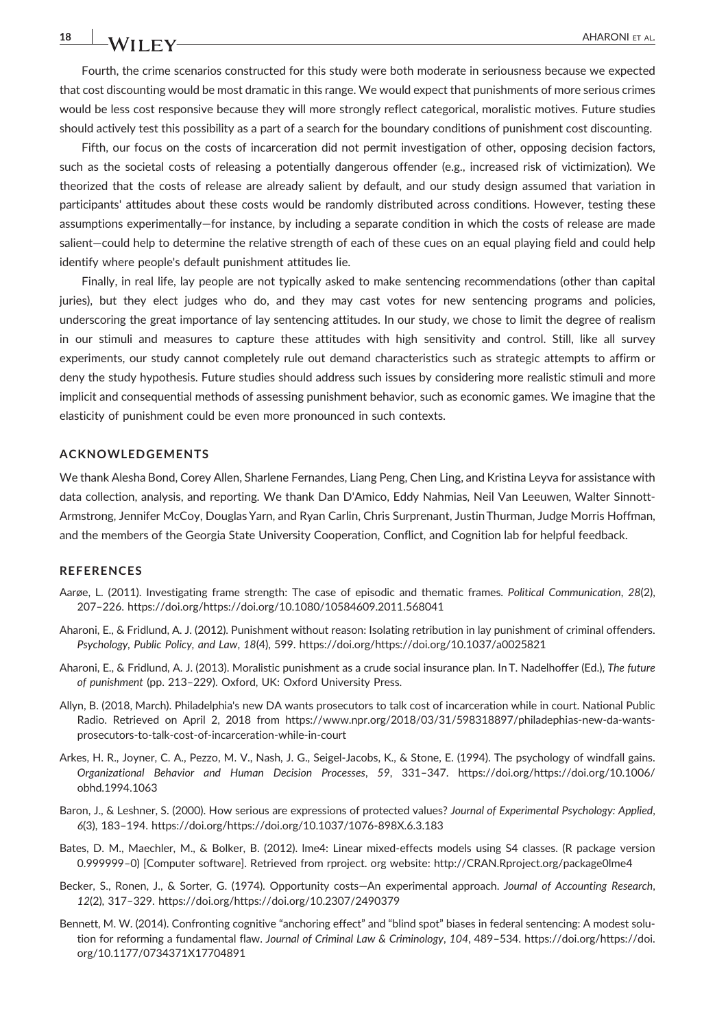Fourth, the crime scenarios constructed for this study were both moderate in seriousness because we expected that cost discounting would be most dramatic in this range. We would expect that punishments of more serious crimes would be less cost responsive because they will more strongly reflect categorical, moralistic motives. Future studies should actively test this possibility as a part of a search for the boundary conditions of punishment cost discounting.

Fifth, our focus on the costs of incarceration did not permit investigation of other, opposing decision factors, such as the societal costs of releasing a potentially dangerous offender (e.g., increased risk of victimization). We theorized that the costs of release are already salient by default, and our study design assumed that variation in participants' attitudes about these costs would be randomly distributed across conditions. However, testing these assumptions experimentally—for instance, by including a separate condition in which the costs of release are made salient—could help to determine the relative strength of each of these cues on an equal playing field and could help identify where people's default punishment attitudes lie.

Finally, in real life, lay people are not typically asked to make sentencing recommendations (other than capital juries), but they elect judges who do, and they may cast votes for new sentencing programs and policies, underscoring the great importance of lay sentencing attitudes. In our study, we chose to limit the degree of realism in our stimuli and measures to capture these attitudes with high sensitivity and control. Still, like all survey experiments, our study cannot completely rule out demand characteristics such as strategic attempts to affirm or deny the study hypothesis. Future studies should address such issues by considering more realistic stimuli and more implicit and consequential methods of assessing punishment behavior, such as economic games. We imagine that the elasticity of punishment could be even more pronounced in such contexts.

## ACKNOWLEDGEMENTS

We thank Alesha Bond, Corey Allen, Sharlene Fernandes, Liang Peng, Chen Ling, and Kristina Leyva for assistance with data collection, analysis, and reporting. We thank Dan D'Amico, Eddy Nahmias, Neil Van Leeuwen, Walter Sinnott-Armstrong, Jennifer McCoy, Douglas Yarn, and Ryan Carlin, Chris Surprenant, Justin Thurman, Judge Morris Hoffman, and the members of the Georgia State University Cooperation, Conflict, and Cognition lab for helpful feedback.

## REFERENCES

Aarøe, L. (2011). Investigating frame strength: The case of episodic and thematic frames. *Political Communication*, *28*(2), 207–226. https://doi.org/https://doi.org/10.1080/10584609.2011.568041

Aharoni, E., & Fridlund, A. J. (2012). Punishment without reason: Isolating retribution in lay punishment of criminal offenders. *Psychology, Public Policy, and Law*, *18*(4), 599. https://doi.org/https://doi.org/10.1037/a0025821

Aharoni, E., & Fridlund, A. J. (2013). Moralistic punishment as a crude social insurance plan. In T. Nadelhoffer (Ed.), *The future of punishment* (pp. 213–229). Oxford, UK: Oxford University Press.

Allyn, B. (2018, March). Philadelphia's new DA wants prosecutors to talk cost of incarceration while in court. National Public Radio. Retrieved on April 2, 2018 from https://www.npr.org/2018/03/31/598318897/philadephias-new-da-wants-prosecutors-to-talk-cost-of-incarceration-while-in-court

Arkes, H. R., Joyner, C. A., Pezzo, M. V., Nash, J. G., Seigel-Jacobs, K., & Stone, E. (1994). The psychology of windfall gains. *Organizational Behavior and Human Decision Processes*, *59*, 331–347. https://doi.org/https://doi.org/10.1006/obhd.1994.1063

Baron, J., & Leshner, S. (2000). How serious are expressions of protected values? *Journal of Experimental Psychology: Applied*, *6*(3), 183–194. https://doi.org/https://doi.org/10.1037/1076-898X.6.3.183

Bates, D. M., Maechler, M., & Bolker, B. (2012). lme4: Linear mixed-effects models using S4 classes. (R package version 0.999999–0) [Computer software]. Retrieved from rproject. org website: http://CRAN.Rproject.org/package0lme4

Becker, S., Ronen, J., & Sorter, G. (1974). Opportunity costs—An experimental approach. *Journal of Accounting Research*, *12*(2), 317–329. https://doi.org/https://doi.org/10.2307/2490379

Bennett, M. W. (2014). Confronting cognitive "anchoring effect" and "blind spot" biases in federal sentencing: A modest solution for reforming a fundamental flaw. *Journal of Criminal Law & Criminology*, *104*, 489–534. https://doi.org/https://doi.org/10.1177/0734371X17704891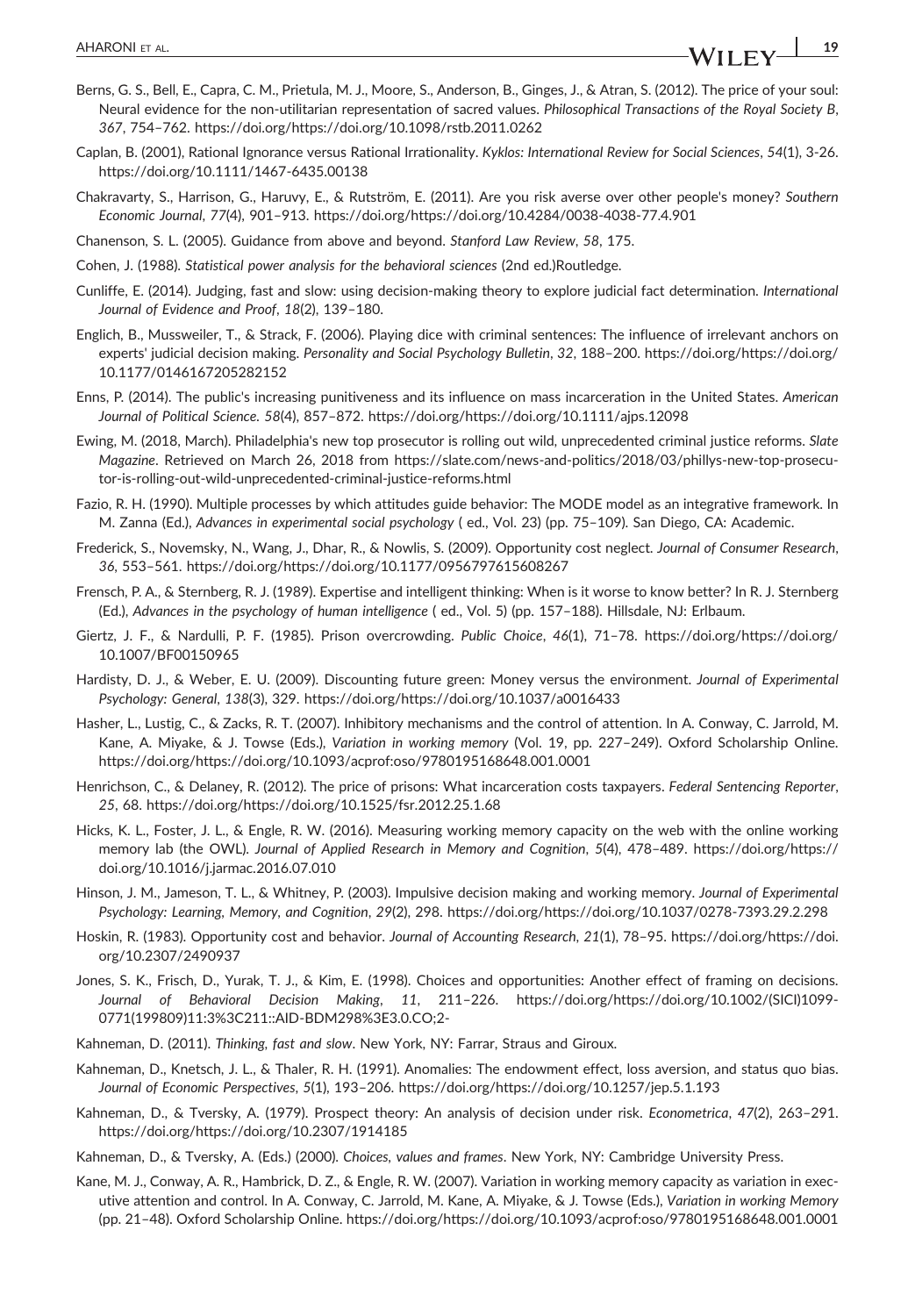Berns, G. S., Bell, E., Capra, C. M., Prietula, M. J., Moore, S., Anderson, B., Ginges, J., & Atran, S. (2012). The price of your soul: Neural evidence for the non-utilitarian representation of sacred values. *Philosophical Transactions of the Royal Society B*, *367*, 754–762. https://doi.org/https://doi.org/10.1098/rstb.2011.0262

Caplan, B. (2001), Rational Ignorance versus Rational Irrationality. *Kyklos: International Review for Social Sciences*, *54*(1), 3-26. https://doi.org/10.1111/1467-6435.00138

Chakravarty, S., Harrison, G., Haruvy, E., & Rutström, E. (2011). Are you risk averse over other people's money? *Southern Economic Journal*, *77*(4), 901–913. https://doi.org/https://doi.org/10.4284/0038-4038-77.4.901

Chanenson, S. L. (2005). Guidance from above and beyond. *Stanford Law Review*, *58*, 175.

Cohen, J. (1988). *Statistical power analysis for the behavioral sciences* (2nd ed.)Routledge.

Cunliffe, E. (2014). Judging, fast and slow: using decision-making theory to explore judicial fact determination. *International Journal of Evidence and Proof*, *18*(2), 139–180.

Englich, B., Mussweiler, T., & Strack, F. (2006). Playing dice with criminal sentences: The influence of irrelevant anchors on experts' judicial decision making. *Personality and Social Psychology Bulletin*, *32*, 188–200. https://doi.org/https://doi.org/10.1177/0146167205282152

Enns, P. (2014). The public's increasing punitiveness and its influence on mass incarceration in the United States. *American Journal of Political Science*. *58*(4), 857–872. https://doi.org/https://doi.org/10.1111/ajps.12098

Ewing, M. (2018, March). Philadelphia's new top prosecutor is rolling out wild, unprecedented criminal justice reforms. *Slate Magazine*. Retrieved on March 26, 2018 from https://slate.com/news-and-politics/2018/03/phillys-new-top-prosecutor-is-rolling-out-wild-unprecedented-criminal-justice-reforms.html

Fazio, R. H. (1990). Multiple processes by which attitudes guide behavior: The MODE model as an integrative framework. In M. Zanna (Ed.), *Advances in experimental social psychology* ( ed., Vol. 23) (pp. 75–109). San Diego, CA: Academic.

Frederick, S., Novemsky, N., Wang, J., Dhar, R., & Nowlis, S. (2009). Opportunity cost neglect. *Journal of Consumer Research*, *36*, 553–561. https://doi.org/https://doi.org/10.1177/0956797615608267

Frensch, P. A., & Sternberg, R. J. (1989). Expertise and intelligent thinking: When is it worse to know better? In R. J. Sternberg (Ed.), *Advances in the psychology of human intelligence* ( ed., Vol. 5) (pp. 157–188). Hillsdale, NJ: Erlbaum.

Giertz, J. F., & Nardulli, P. F. (1985). Prison overcrowding. *Public Choice*, *46*(1), 71–78. https://doi.org/https://doi.org/10.1007/BF00150965

Hardisty, D. J., & Weber, E. U. (2009). Discounting future green: Money versus the environment. *Journal of Experimental Psychology: General*, *138*(3), 329. https://doi.org/https://doi.org/10.1037/a0016433

Hasher, L., Lustig, C., & Zacks, R. T. (2007). Inhibitory mechanisms and the control of attention. In A. Conway, C. Jarrold, M. Kane, A. Miyake, & J. Towse (Eds.), *Variation in working memory* (Vol. 19, pp. 227–249). Oxford Scholarship Online. https://doi.org/https://doi.org/10.1093/acprof:oso/9780195168648.001.0001

Henrichson, C., & Delaney, R. (2012). The price of prisons: What incarceration costs taxpayers. *Federal Sentencing Reporter*, *25*, 68. https://doi.org/https://doi.org/10.1525/fsr.2012.25.1.68

Hicks, K. L., Foster, J. L., & Engle, R. W. (2016). Measuring working memory capacity on the web with the online working memory lab (the OWL). *Journal of Applied Research in Memory and Cognition*, *5*(4), 478–489. https://doi.org/https://doi.org/10.1016/j.jarmac.2016.07.010

Hinson, J. M., Jameson, T. L., & Whitney, P. (2003). Impulsive decision making and working memory. *Journal of Experimental Psychology: Learning, Memory, and Cognition*, *29*(2), 298. https://doi.org/https://doi.org/10.1037/0278-7393.29.2.298

Hoskin, R. (1983). Opportunity cost and behavior. *Journal of Accounting Research*, *21*(1), 78–95. https://doi.org/https://doi.org/10.2307/2490937

Jones, S. K., Frisch, D., Yurak, T. J., & Kim, E. (1998). Choices and opportunities: Another effect of framing on decisions. *Journal of Behavioral Decision Making*, *11*, 211–226. https://doi.org/https://doi.org/10.1002/(SICI)1099-0771(199809)11:3%3C211::AID-BDM298%3E3.0.CO;2-

Kahneman, D. (2011). *Thinking, fast and slow*. New York, NY: Farrar, Straus and Giroux.

Kahneman, D., Knetsch, J. L., & Thaler, R. H. (1991). Anomalies: The endowment effect, loss aversion, and status quo bias. *Journal of Economic Perspectives*, *5*(1), 193–206. https://doi.org/https://doi.org/10.1257/jep.5.1.193

Kahneman, D., & Tversky, A. (1979). Prospect theory: An analysis of decision under risk. *Econometrica*, *47*(2), 263–291. https://doi.org/https://doi.org/10.2307/1914185

Kahneman, D., & Tversky, A. (Eds.) (2000). *Choices, values and frames*. New York, NY: Cambridge University Press.

Kane, M. J., Conway, A. R., Hambrick, D. Z., & Engle, R. W. (2007). Variation in working memory capacity as variation in executive attention and control. In A. Conway, C. Jarrold, M. Kane, A. Miyake, & J. Towse (Eds.), *Variation in working Memory* (pp. 21–48). Oxford Scholarship Online. https://doi.org/https://doi.org/10.1093/acprof:oso/9780195168648.001.0001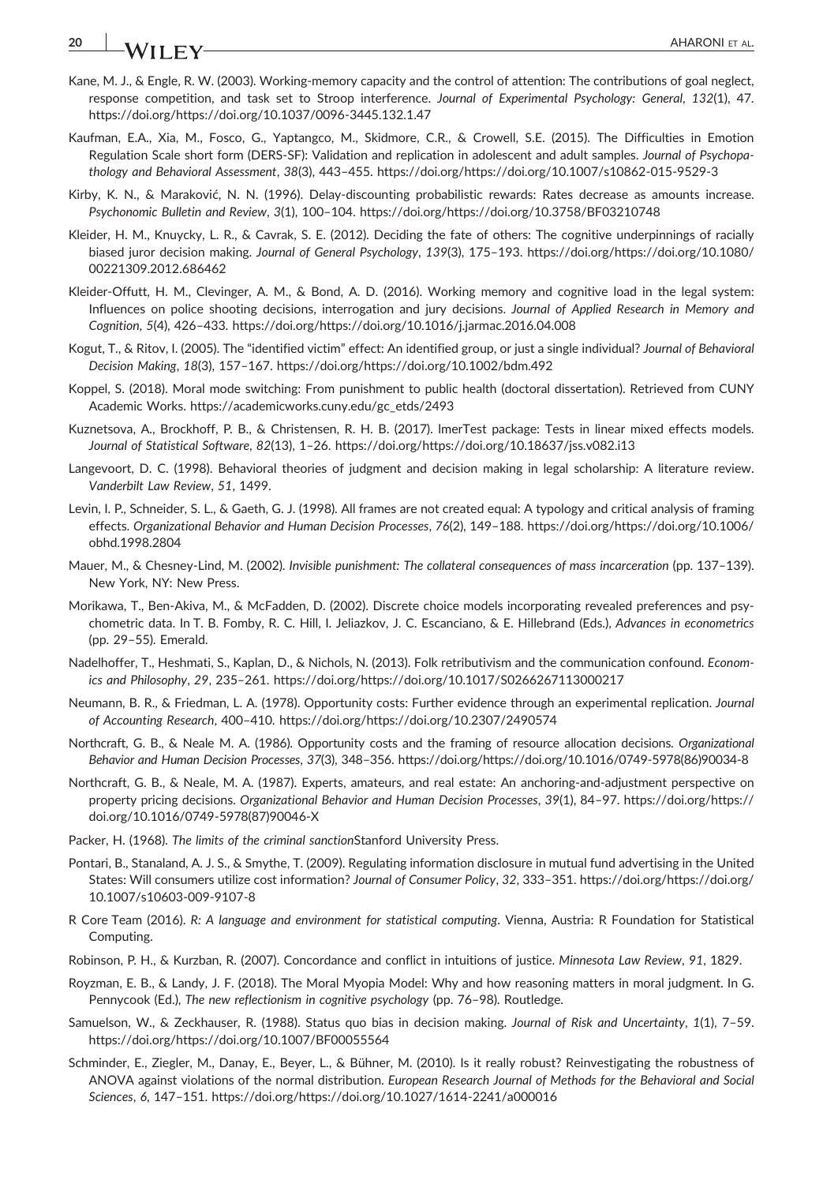Kane, M. J., & Engle, R. W. (2003). Working-memory capacity and the control of attention: The contributions of goal neglect, response competition, and task set to Stroop interference. *Journal of Experimental Psychology: General*, *132*(1), 47. https://doi.org/https://doi.org/10.1037/0096-3445.132.1.47

Kaufman, E.A., Xia, M., Fosco, G., Yaptangco, M., Skidmore, C.R., & Crowell, S.E. (2015). The Difficulties in Emotion Regulation Scale short form (DERS-SF): Validation and replication in adolescent and adult samples. *Journal of Psychopathology and Behavioral Assessment*, *38*(3), 443–455. https://doi.org/https://doi.org/10.1007/s10862-015-9529-3

Kirby, K. N., & Maraković, N. N. (1996). Delay-discounting probabilistic rewards: Rates decrease as amounts increase. *Psychonomic Bulletin and Review*, *3*(1), 100–104. https://doi.org/https://doi.org/10.3758/BF03210748

Kleider, H. M., Knuycky, L. R., & Cavrak, S. E. (2012). Deciding the fate of others: The cognitive underpinnings of racially biased juror decision making. *Journal of General Psychology*, *139*(3), 175–193. https://doi.org/https://doi.org/10.1080/00221309.2012.686462

Kleider-Offutt, H. M., Clevinger, A. M., & Bond, A. D. (2016). Working memory and cognitive load in the legal system: Influences on police shooting decisions, interrogation and jury decisions. *Journal of Applied Research in Memory and Cognition*, *5*(4), 426–433. https://doi.org/https://doi.org/10.1016/j.jarmac.2016.04.008

Kogut, T., & Ritov, I. (2005). The "identified victim" effect: An identified group, or just a single individual? *Journal of Behavioral Decision Making*, *18*(3), 157–167. https://doi.org/https://doi.org/10.1002/bdm.492

Koppel, S. (2018). Moral mode switching: From punishment to public health (doctoral dissertation). Retrieved from CUNY Academic Works. https://academicworks.cuny.edu/gc_etds/2493

Kuznetsova, A., Brockhoff, P. B., & Christensen, R. H. B. (2017). lmerTest package: Tests in linear mixed effects models. *Journal of Statistical Software*, *82*(13), 1–26. https://doi.org/https://doi.org/10.18637/jss.v082.i13

Langevoort, D. C. (1998). Behavioral theories of judgment and decision making in legal scholarship: A literature review. *Vanderbilt Law Review*, *51*, 1499.

Levin, I. P., Schneider, S. L., & Gaeth, G. J. (1998). All frames are not created equal: A typology and critical analysis of framing effects. *Organizational Behavior and Human Decision Processes*, *76*(2), 149–188. https://doi.org/https://doi.org/10.1006/obhd.1998.2804

Mauer, M., & Chesney-Lind, M. (2002). *Invisible punishment: The collateral consequences of mass incarceration* (pp. 137–139). New York, NY: New Press.

Morikawa, T., Ben-Akiva, M., & McFadden, D. (2002). Discrete choice models incorporating revealed preferences and psychometric data. In T. B. Fomby, R. C. Hill, I. Jeliazkov, J. C. Escanciano, & E. Hillebrand (Eds.), *Advances in econometrics* (pp. 29–55). Emerald.

Nadelhoffer, T., Heshmati, S., Kaplan, D., & Nichols, N. (2013). Folk retributivism and the communication confound. *Economics and Philosophy*, *29*, 235–261. https://doi.org/https://doi.org/10.1017/S0266267113000217

Neumann, B. R., & Friedman, L. A. (1978). Opportunity costs: Further evidence through an experimental replication. *Journal of Accounting Research*, 400–410. https://doi.org/https://doi.org/10.2307/2490574

Northcraft, G. B., & Neale M. A. (1986). Opportunity costs and the framing of resource allocation decisions. *Organizational Behavior and Human Decision Processes*, *37*(3), 348–356. https://doi.org/https://doi.org/10.1016/0749-5978(86)90034-8

Northcraft, G. B., & Neale, M. A. (1987). Experts, amateurs, and real estate: An anchoring-and-adjustment perspective on property pricing decisions. *Organizational Behavior and Human Decision Processes*, *39*(1), 84–97. https://doi.org/https://doi.org/10.1016/0749-5978(87)90046-X

Packer, H. (1968). *The limits of the criminal sanction*Stanford University Press.

Pontari, B., Stanaland, A. J. S., & Smythe, T. (2009). Regulating information disclosure in mutual fund advertising in the United States: Will consumers utilize cost information? *Journal of Consumer Policy*, *32*, 333–351. https://doi.org/https://doi.org/10.1007/s10603-009-9107-8

R Core Team (2016). *R: A language and environment for statistical computing*. Vienna, Austria: R Foundation for Statistical Computing.

Robinson, P. H., & Kurzban, R. (2007). Concordance and conflict in intuitions of justice. *Minnesota Law Review*, *91*, 1829.

Royzman, E. B., & Landy, J. F. (2018). The Moral Myopia Model: Why and how reasoning matters in moral judgment. In G. Pennycook (Ed.), *The new reflectionism in cognitive psychology* (pp. 76–98). Routledge.

Samuelson, W., & Zeckhauser, R. (1988). Status quo bias in decision making. *Journal of Risk and Uncertainty*, *1*(1), 7–59. https://doi.org/https://doi.org/10.1007/BF00055564

Schminder, E., Ziegler, M., Danay, E., Beyer, L., & Bühner, M. (2010). Is it really robust? Reinvestigating the robustness of ANOVA against violations of the normal distribution. *European Research Journal of Methods for the Behavioral and Social Sciences*, *6*, 147–151. https://doi.org/https://doi.org/10.1027/1614-2241/a000016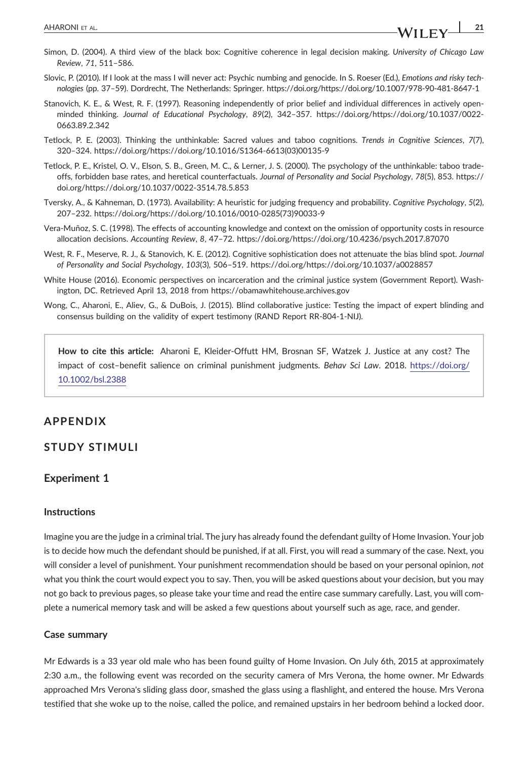Simon, D. (2004). A third view of the black box: Cognitive coherence in legal decision making. *University of Chicago Law Review*, *71*, 511–586.

Slovic, P. (2010). If I look at the mass I will never act: Psychic numbing and genocide. In S. Roeser (Ed.), *Emotions and risky technologies* (pp. 37–59). Dordrecht, The Netherlands: Springer. https://doi.org/https://doi.org/10.1007/978-90-481-8647-1

Stanovich, K. E., & West, R. F. (1997). Reasoning independently of prior belief and individual differences in actively open-minded thinking. *Journal of Educational Psychology*, *89*(2), 342–357. https://doi.org/https://doi.org/10.1037/0022-0663.89.2.342

Tetlock, P. E. (2003). Thinking the unthinkable: Sacred values and taboo cognitions. *Trends in Cognitive Sciences*, *7*(7), 320–324. https://doi.org/https://doi.org/10.1016/S1364-6613(03)00135-9

Tetlock, P. E., Kristel, O. V., Elson, S. B., Green, M. C., & Lerner, J. S. (2000). The psychology of the unthinkable: taboo trade-offs, forbidden base rates, and heretical counterfactuals. *Journal of Personality and Social Psychology*, *78*(5), 853. https://doi.org/https://doi.org/10.1037/0022-3514.78.5.853

Tversky, A., & Kahneman, D. (1973). Availability: A heuristic for judging frequency and probability. *Cognitive Psychology*, *5*(2), 207–232. https://doi.org/https://doi.org/10.1016/0010-0285(73)90033-9

Vera-Muñoz, S. C. (1998). The effects of accounting knowledge and context on the omission of opportunity costs in resource allocation decisions. *Accounting Review*, *8*, 47–72. https://doi.org/https://doi.org/10.4236/psych.2017.87070

West, R. F., Meserve, R. J., & Stanovich, K. E. (2012). Cognitive sophistication does not attenuate the bias blind spot. *Journal of Personality and Social Psychology*, *103*(3), 506–519. https://doi.org/https://doi.org/10.1037/a0028857

White House (2016). Economic perspectives on incarceration and the criminal justice system (Government Report). Washington, DC. Retrieved April 13, 2018 from https://obamawhitehouse.archives.gov

Wong, C., Aharoni, E., Aliev, G., & DuBois, J. (2015). Blind collaborative justice: Testing the impact of expert blinding and consensus building on the validity of expert testimony (RAND Report RR-804-1-NIJ).

**How to cite this article:** Aharoni E, Kleider-Offutt HM, Brosnan SF, Watzek J. Justice at any cost? The impact of cost–benefit salience on criminal punishment judgments. *Behav Sci Law*. 2018. https://doi.org/10.1002/bsl.2388

# APPENDIX

# STUDY STIMULI

## Experiment 1

### Instructions

Imagine you are the judge in a criminal trial. The jury has already found the defendant guilty of Home Invasion. Your job is to decide how much the defendant should be punished, if at all. First, you will read a summary of the case. Next, you will consider a level of punishment. Your punishment recommendation should be based on your personal opinion, *not* what you think the court would expect you to say. Then, you will be asked questions about your decision, but you may not go back to previous pages, so please take your time and read the entire case summary carefully. Last, you will complete a numerical memory task and will be asked a few questions about yourself such as age, race, and gender.

### Case summary

Mr Edwards is a 33 year old male who has been found guilty of Home Invasion. On July 6th, 2015 at approximately 2:30 a.m., the following event was recorded on the security camera of Mrs Verona, the home owner. Mr Edwards approached Mrs Verona's sliding glass door, smashed the glass using a flashlight, and entered the house. Mrs Verona testified that she woke up to the noise, called the police, and remained upstairs in her bedroom behind a locked door.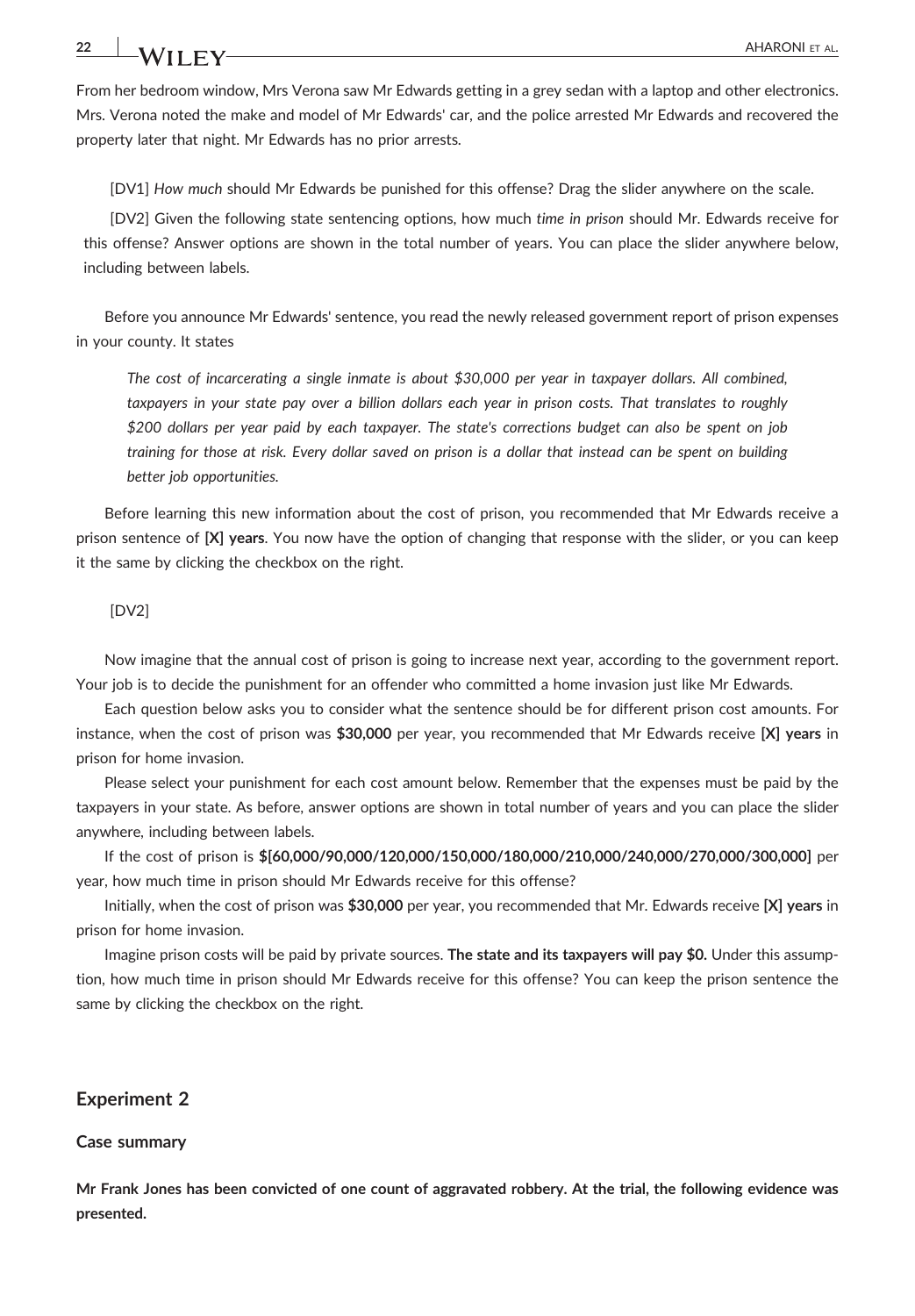From her bedroom window, Mrs Verona saw Mr Edwards getting in a grey sedan with a laptop and other electronics. Mrs. Verona noted the make and model of Mr Edwards' car, and the police arrested Mr Edwards and recovered the property later that night. Mr Edwards has no prior arrests.

> [DV1] *How much* should Mr Edwards be punished for this offense? Drag the slider anywhere on the scale.
>
> [DV2] Given the following state sentencing options, how much *time in prison* should Mr. Edwards receive for this offense? Answer options are shown in the total number of years. You can place the slider anywhere below, including between labels.

Before you announce Mr Edwards' sentence, you read the newly released government report of prison expenses in your county. It states

> *The cost of incarcerating a single inmate is about $30,000 per year in taxpayer dollars. All combined, taxpayers in your state pay over a billion dollars each year in prison costs. That translates to roughly $200 dollars per year paid by each taxpayer. The state's corrections budget can also be spent on job training for those at risk. Every dollar saved on prison is a dollar that instead can be spent on building better job opportunities.*

Before learning this new information about the cost of prison, you recommended that Mr Edwards receive a prison sentence of **[X] years**. You now have the option of changing that response with the slider, or you can keep it the same by clicking the checkbox on the right.

> [DV2]

Now imagine that the annual cost of prison is going to increase next year, according to the government report. Your job is to decide the punishment for an offender who committed a home invasion just like Mr Edwards.

Each question below asks you to consider what the sentence should be for different prison cost amounts. For instance, when the cost of prison was **$30,000** per year, you recommended that Mr Edwards receive **[X] years** in prison for home invasion.

Please select your punishment for each cost amount below. Remember that the expenses must be paid by the taxpayers in your state. As before, answer options are shown in total number of years and you can place the slider anywhere, including between labels.

If the cost of prison is **$[60,000/90,000/120,000/150,000/180,000/210,000/240,000/270,000/300,000]** per year, how much time in prison should Mr Edwards receive for this offense?

Initially, when the cost of prison was **$30,000** per year, you recommended that Mr. Edwards receive **[X] years** in prison for home invasion.

Imagine prison costs will be paid by private sources. **The state and its taxpayers will pay $0.** Under this assumption, how much time in prison should Mr Edwards receive for this offense? You can keep the prison sentence the same by clicking the checkbox on the right.

## Experiment 2

### Case summary

**Mr Frank Jones has been convicted of one count of aggravated robbery. At the trial, the following evidence was presented.**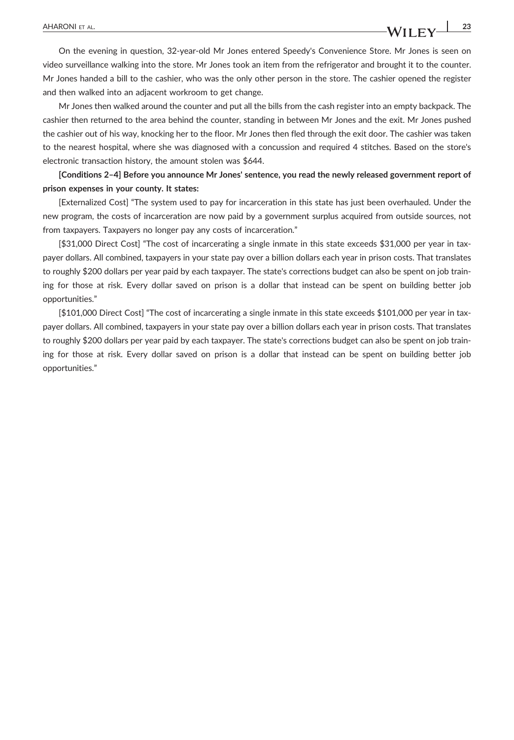On the evening in question, 32-year-old Mr Jones entered Speedy's Convenience Store. Mr Jones is seen on video surveillance walking into the store. Mr Jones took an item from the refrigerator and brought it to the counter. Mr Jones handed a bill to the cashier, who was the only other person in the store. The cashier opened the register and then walked into an adjacent workroom to get change.

Mr Jones then walked around the counter and put all the bills from the cash register into an empty backpack. The cashier then returned to the area behind the counter, standing in between Mr Jones and the exit. Mr Jones pushed the cashier out of his way, knocking her to the floor. Mr Jones then fled through the exit door. The cashier was taken to the nearest hospital, where she was diagnosed with a concussion and required 4 stitches. Based on the store's electronic transaction history, the amount stolen was $644.

**[Conditions 2–4] Before you announce Mr Jones' sentence, you read the newly released government report of prison expenses in your county. It states:**

[Externalized Cost] "The system used to pay for incarceration in this state has just been overhauled. Under the new program, the costs of incarceration are now paid by a government surplus acquired from outside sources, not from taxpayers. Taxpayers no longer pay any costs of incarceration."

[$31,000 Direct Cost] "The cost of incarcerating a single inmate in this state exceeds $31,000 per year in taxpayer dollars. All combined, taxpayers in your state pay over a billion dollars each year in prison costs. That translates to roughly $200 dollars per year paid by each taxpayer. The state's corrections budget can also be spent on job training for those at risk. Every dollar saved on prison is a dollar that instead can be spent on building better job opportunities."

[$101,000 Direct Cost] "The cost of incarcerating a single inmate in this state exceeds $101,000 per year in taxpayer dollars. All combined, taxpayers in your state pay over a billion dollars each year in prison costs. That translates to roughly $200 dollars per year paid by each taxpayer. The state's corrections budget can also be spent on job training for those at risk. Every dollar saved on prison is a dollar that instead can be spent on building better job opportunities."